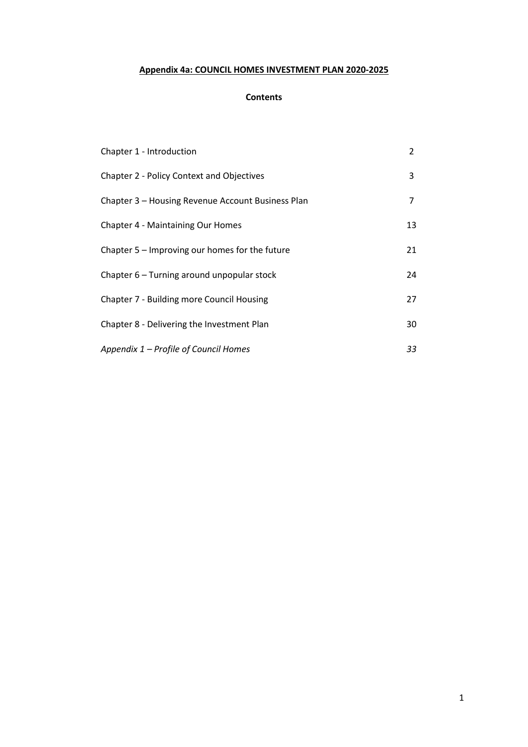# Appendix 4a: COUNCIL HOMES INVESTMENT PLAN 2020-2025

## Contents

| | |
|---|---|
| Chapter 1 - Introduction | 2 |
| Chapter 2 - Policy Context and Objectives | 3 |
| Chapter 3 – Housing Revenue Account Business Plan | 7 |
| Chapter 4 - Maintaining Our Homes | 13 |
| Chapter 5 – Improving our homes for the future | 21 |
| Chapter 6 – Turning around unpopular stock | 24 |
| Chapter 7 - Building more Council Housing | 27 |
| Chapter 8 - Delivering the Investment Plan | 30 |
| *Appendix 1 – Profile of Council Homes* | *33* |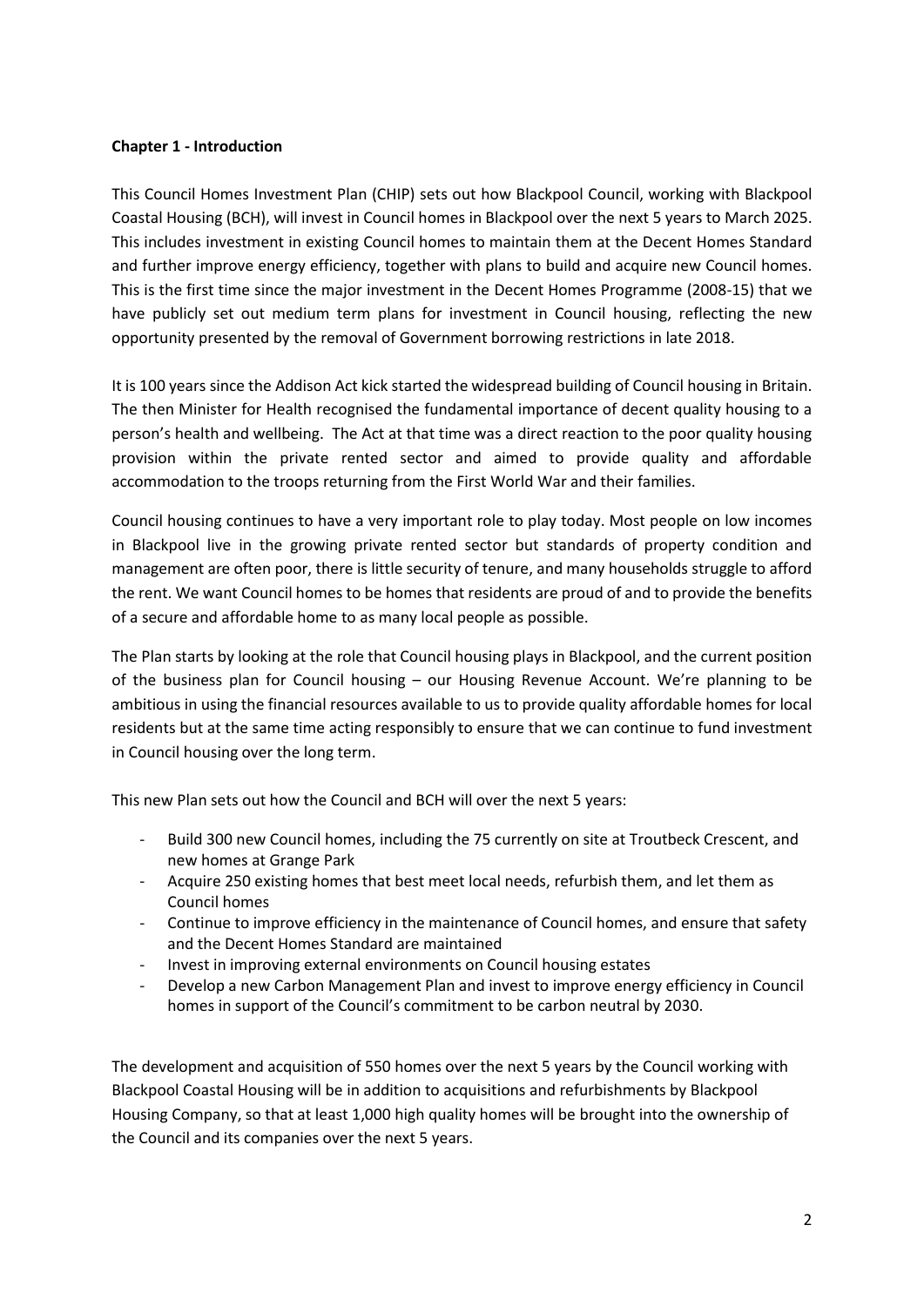**Chapter 1 - Introduction**

This Council Homes Investment Plan (CHIP) sets out how Blackpool Council, working with Blackpool Coastal Housing (BCH), will invest in Council homes in Blackpool over the next 5 years to March 2025. This includes investment in existing Council homes to maintain them at the Decent Homes Standard and further improve energy efficiency, together with plans to build and acquire new Council homes. This is the first time since the major investment in the Decent Homes Programme (2008-15) that we have publicly set out medium term plans for investment in Council housing, reflecting the new opportunity presented by the removal of Government borrowing restrictions in late 2018.

It is 100 years since the Addison Act kick started the widespread building of Council housing in Britain. The then Minister for Health recognised the fundamental importance of decent quality housing to a person's health and wellbeing. The Act at that time was a direct reaction to the poor quality housing provision within the private rented sector and aimed to provide quality and affordable accommodation to the troops returning from the First World War and their families.

Council housing continues to have a very important role to play today. Most people on low incomes in Blackpool live in the growing private rented sector but standards of property condition and management are often poor, there is little security of tenure, and many households struggle to afford the rent. We want Council homes to be homes that residents are proud of and to provide the benefits of a secure and affordable home to as many local people as possible.

The Plan starts by looking at the role that Council housing plays in Blackpool, and the current position of the business plan for Council housing – our Housing Revenue Account. We're planning to be ambitious in using the financial resources available to us to provide quality affordable homes for local residents but at the same time acting responsibly to ensure that we can continue to fund investment in Council housing over the long term.

This new Plan sets out how the Council and BCH will over the next 5 years:

- Build 300 new Council homes, including the 75 currently on site at Troutbeck Crescent, and new homes at Grange Park
- Acquire 250 existing homes that best meet local needs, refurbish them, and let them as Council homes
- Continue to improve efficiency in the maintenance of Council homes, and ensure that safety and the Decent Homes Standard are maintained
- Invest in improving external environments on Council housing estates
- Develop a new Carbon Management Plan and invest to improve energy efficiency in Council homes in support of the Council's commitment to be carbon neutral by 2030.

The development and acquisition of 550 homes over the next 5 years by the Council working with Blackpool Coastal Housing will be in addition to acquisitions and refurbishments by Blackpool Housing Company, so that at least 1,000 high quality homes will be brought into the ownership of the Council and its companies over the next 5 years.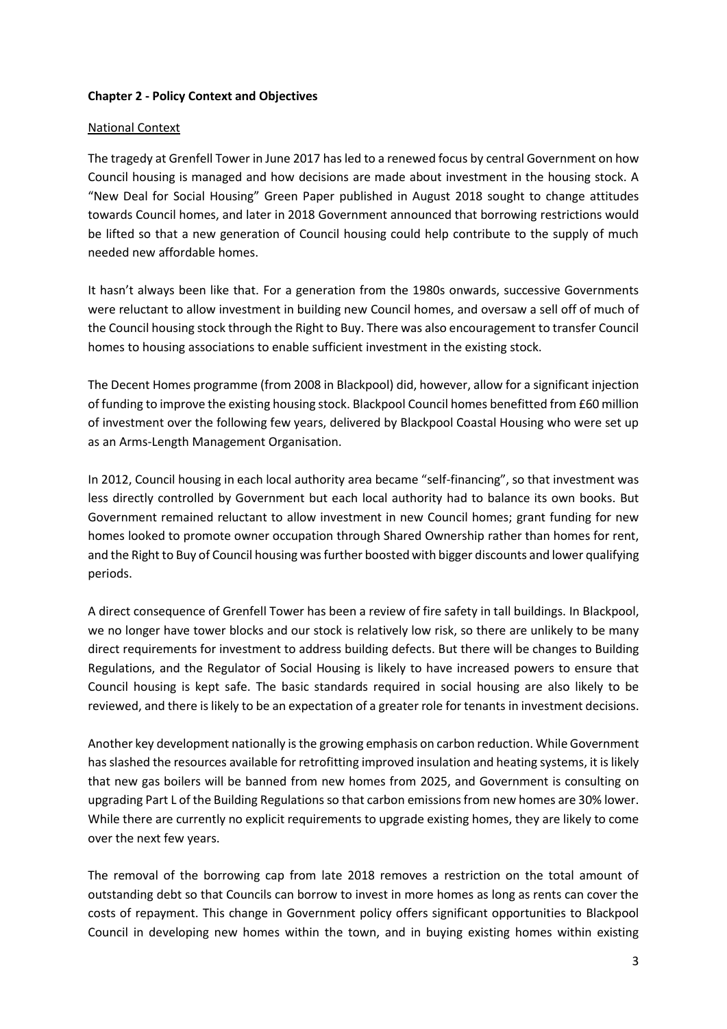**Chapter 2 - Policy Context and Objectives**

National Context

The tragedy at Grenfell Tower in June 2017 has led to a renewed focus by central Government on how Council housing is managed and how decisions are made about investment in the housing stock. A "New Deal for Social Housing" Green Paper published in August 2018 sought to change attitudes towards Council homes, and later in 2018 Government announced that borrowing restrictions would be lifted so that a new generation of Council housing could help contribute to the supply of much needed new affordable homes.

It hasn't always been like that. For a generation from the 1980s onwards, successive Governments were reluctant to allow investment in building new Council homes, and oversaw a sell off of much of the Council housing stock through the Right to Buy. There was also encouragement to transfer Council homes to housing associations to enable sufficient investment in the existing stock.

The Decent Homes programme (from 2008 in Blackpool) did, however, allow for a significant injection of funding to improve the existing housing stock. Blackpool Council homes benefitted from £60 million of investment over the following few years, delivered by Blackpool Coastal Housing who were set up as an Arms-Length Management Organisation.

In 2012, Council housing in each local authority area became "self-financing", so that investment was less directly controlled by Government but each local authority had to balance its own books. But Government remained reluctant to allow investment in new Council homes; grant funding for new homes looked to promote owner occupation through Shared Ownership rather than homes for rent, and the Right to Buy of Council housing was further boosted with bigger discounts and lower qualifying periods.

A direct consequence of Grenfell Tower has been a review of fire safety in tall buildings. In Blackpool, we no longer have tower blocks and our stock is relatively low risk, so there are unlikely to be many direct requirements for investment to address building defects. But there will be changes to Building Regulations, and the Regulator of Social Housing is likely to have increased powers to ensure that Council housing is kept safe. The basic standards required in social housing are also likely to be reviewed, and there is likely to be an expectation of a greater role for tenants in investment decisions.

Another key development nationally is the growing emphasis on carbon reduction. While Government has slashed the resources available for retrofitting improved insulation and heating systems, it is likely that new gas boilers will be banned from new homes from 2025, and Government is consulting on upgrading Part L of the Building Regulations so that carbon emissions from new homes are 30% lower. While there are currently no explicit requirements to upgrade existing homes, they are likely to come over the next few years.

The removal of the borrowing cap from late 2018 removes a restriction on the total amount of outstanding debt so that Councils can borrow to invest in more homes as long as rents can cover the costs of repayment. This change in Government policy offers significant opportunities to Blackpool Council in developing new homes within the town, and in buying existing homes within existing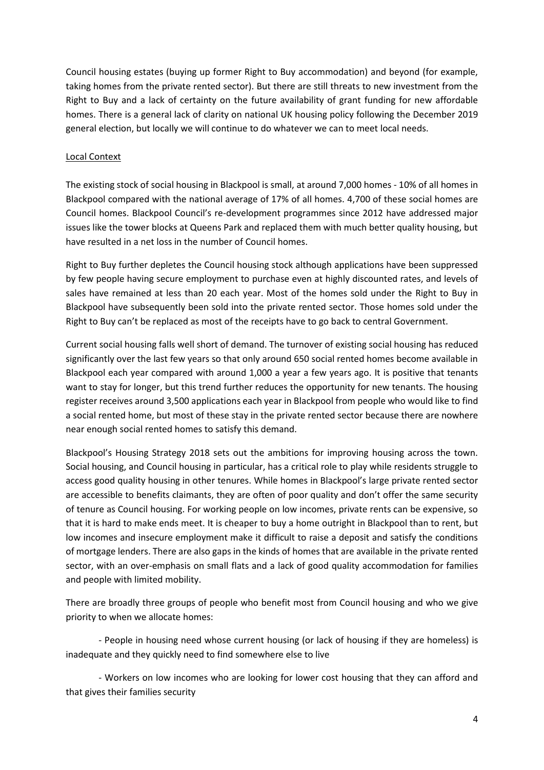Council housing estates (buying up former Right to Buy accommodation) and beyond (for example, taking homes from the private rented sector). But there are still threats to new investment from the Right to Buy and a lack of certainty on the future availability of grant funding for new affordable homes. There is a general lack of clarity on national UK housing policy following the December 2019 general election, but locally we will continue to do whatever we can to meet local needs.

## Local Context

The existing stock of social housing in Blackpool is small, at around 7,000 homes - 10% of all homes in Blackpool compared with the national average of 17% of all homes. 4,700 of these social homes are Council homes. Blackpool Council's re-development programmes since 2012 have addressed major issues like the tower blocks at Queens Park and replaced them with much better quality housing, but have resulted in a net loss in the number of Council homes.

Right to Buy further depletes the Council housing stock although applications have been suppressed by few people having secure employment to purchase even at highly discounted rates, and levels of sales have remained at less than 20 each year. Most of the homes sold under the Right to Buy in Blackpool have subsequently been sold into the private rented sector. Those homes sold under the Right to Buy can't be replaced as most of the receipts have to go back to central Government.

Current social housing falls well short of demand. The turnover of existing social housing has reduced significantly over the last few years so that only around 650 social rented homes become available in Blackpool each year compared with around 1,000 a year a few years ago. It is positive that tenants want to stay for longer, but this trend further reduces the opportunity for new tenants. The housing register receives around 3,500 applications each year in Blackpool from people who would like to find a social rented home, but most of these stay in the private rented sector because there are nowhere near enough social rented homes to satisfy this demand.

Blackpool's Housing Strategy 2018 sets out the ambitions for improving housing across the town. Social housing, and Council housing in particular, has a critical role to play while residents struggle to access good quality housing in other tenures. While homes in Blackpool's large private rented sector are accessible to benefits claimants, they are often of poor quality and don't offer the same security of tenure as Council housing. For working people on low incomes, private rents can be expensive, so that it is hard to make ends meet. It is cheaper to buy a home outright in Blackpool than to rent, but low incomes and insecure employment make it difficult to raise a deposit and satisfy the conditions of mortgage lenders. There are also gaps in the kinds of homes that are available in the private rented sector, with an over-emphasis on small flats and a lack of good quality accommodation for families and people with limited mobility.

There are broadly three groups of people who benefit most from Council housing and who we give priority to when we allocate homes:

- People in housing need whose current housing (or lack of housing if they are homeless) is inadequate and they quickly need to find somewhere else to live
- Workers on low incomes who are looking for lower cost housing that they can afford and that gives their families security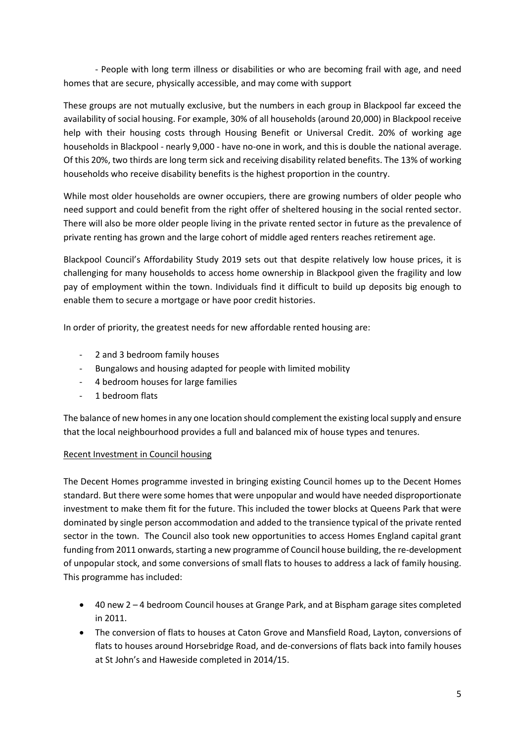- People with long term illness or disabilities or who are becoming frail with age, and need homes that are secure, physically accessible, and may come with support

These groups are not mutually exclusive, but the numbers in each group in Blackpool far exceed the availability of social housing. For example, 30% of all households (around 20,000) in Blackpool receive help with their housing costs through Housing Benefit or Universal Credit. 20% of working age households in Blackpool - nearly 9,000 - have no-one in work, and this is double the national average. Of this 20%, two thirds are long term sick and receiving disability related benefits. The 13% of working households who receive disability benefits is the highest proportion in the country.

While most older households are owner occupiers, there are growing numbers of older people who need support and could benefit from the right offer of sheltered housing in the social rented sector. There will also be more older people living in the private rented sector in future as the prevalence of private renting has grown and the large cohort of middle aged renters reaches retirement age.

Blackpool Council's Affordability Study 2019 sets out that despite relatively low house prices, it is challenging for many households to access home ownership in Blackpool given the fragility and low pay of employment within the town. Individuals find it difficult to build up deposits big enough to enable them to secure a mortgage or have poor credit histories.

In order of priority, the greatest needs for new affordable rented housing are:

- 2 and 3 bedroom family houses
- Bungalows and housing adapted for people with limited mobility
- 4 bedroom houses for large families
- 1 bedroom flats

The balance of new homes in any one location should complement the existing local supply and ensure that the local neighbourhood provides a full and balanced mix of house types and tenures.

## Recent Investment in Council housing

The Decent Homes programme invested in bringing existing Council homes up to the Decent Homes standard. But there were some homes that were unpopular and would have needed disproportionate investment to make them fit for the future. This included the tower blocks at Queens Park that were dominated by single person accommodation and added to the transience typical of the private rented sector in the town. The Council also took new opportunities to access Homes England capital grant funding from 2011 onwards, starting a new programme of Council house building, the re-development of unpopular stock, and some conversions of small flats to houses to address a lack of family housing. This programme has included:

- 40 new 2 – 4 bedroom Council houses at Grange Park, and at Bispham garage sites completed in 2011.
- The conversion of flats to houses at Caton Grove and Mansfield Road, Layton, conversions of flats to houses around Horsebridge Road, and de-conversions of flats back into family houses at St John's and Haweside completed in 2014/15.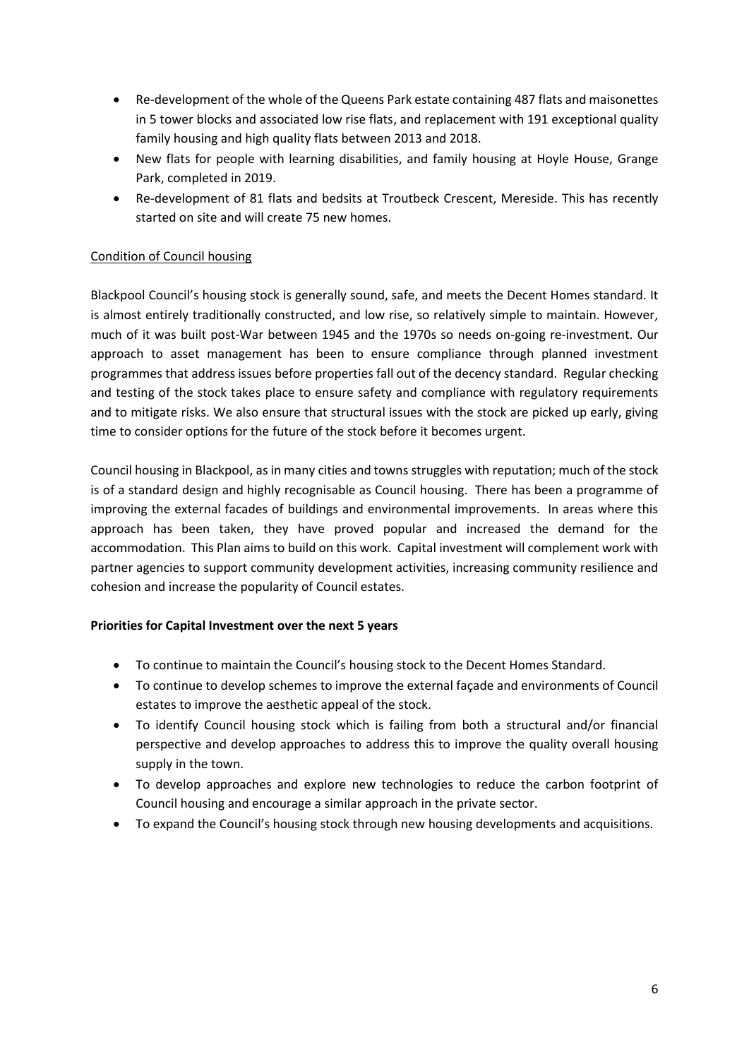- Re-development of the whole of the Queens Park estate containing 487 flats and maisonettes in 5 tower blocks and associated low rise flats, and replacement with 191 exceptional quality family housing and high quality flats between 2013 and 2018.
- New flats for people with learning disabilities, and family housing at Hoyle House, Grange Park, completed in 2019.
- Re-development of 81 flats and bedsits at Troutbeck Crescent, Mereside. This has recently started on site and will create 75 new homes.

Condition of Council housing

Blackpool Council's housing stock is generally sound, safe, and meets the Decent Homes standard. It is almost entirely traditionally constructed, and low rise, so relatively simple to maintain. However, much of it was built post-War between 1945 and the 1970s so needs on-going re-investment. Our approach to asset management has been to ensure compliance through planned investment programmes that address issues before properties fall out of the decency standard. Regular checking and testing of the stock takes place to ensure safety and compliance with regulatory requirements and to mitigate risks. We also ensure that structural issues with the stock are picked up early, giving time to consider options for the future of the stock before it becomes urgent.

Council housing in Blackpool, as in many cities and towns struggles with reputation; much of the stock is of a standard design and highly recognisable as Council housing. There has been a programme of improving the external facades of buildings and environmental improvements. In areas where this approach has been taken, they have proved popular and increased the demand for the accommodation. This Plan aims to build on this work. Capital investment will complement work with partner agencies to support community development activities, increasing community resilience and cohesion and increase the popularity of Council estates.

**Priorities for Capital Investment over the next 5 years**

- To continue to maintain the Council's housing stock to the Decent Homes Standard.
- To continue to develop schemes to improve the external façade and environments of Council estates to improve the aesthetic appeal of the stock.
- To identify Council housing stock which is failing from both a structural and/or financial perspective and develop approaches to address this to improve the quality overall housing supply in the town.
- To develop approaches and explore new technologies to reduce the carbon footprint of Council housing and encourage a similar approach in the private sector.
- To expand the Council's housing stock through new housing developments and acquisitions.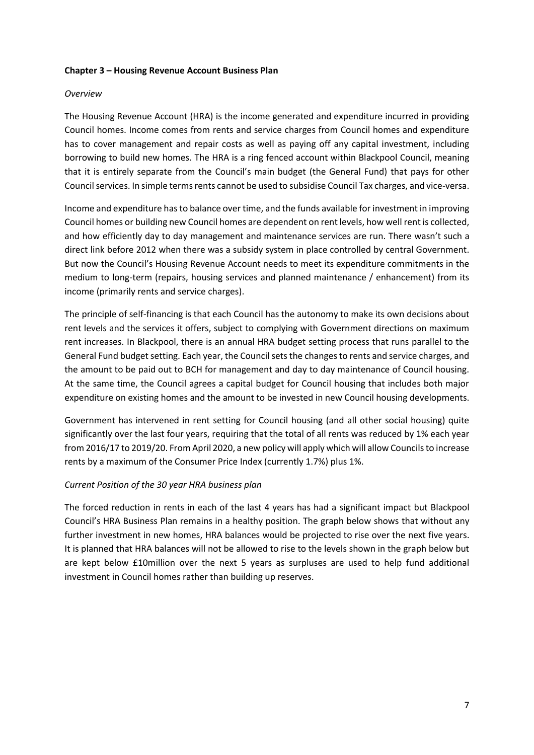**Chapter 3 – Housing Revenue Account Business Plan**

*Overview*

The Housing Revenue Account (HRA) is the income generated and expenditure incurred in providing Council homes. Income comes from rents and service charges from Council homes and expenditure has to cover management and repair costs as well as paying off any capital investment, including borrowing to build new homes. The HRA is a ring fenced account within Blackpool Council, meaning that it is entirely separate from the Council's main budget (the General Fund) that pays for other Council services. In simple terms rents cannot be used to subsidise Council Tax charges, and vice-versa.

Income and expenditure has to balance over time, and the funds available for investment in improving Council homes or building new Council homes are dependent on rent levels, how well rent is collected, and how efficiently day to day management and maintenance services are run. There wasn't such a direct link before 2012 when there was a subsidy system in place controlled by central Government. But now the Council's Housing Revenue Account needs to meet its expenditure commitments in the medium to long-term (repairs, housing services and planned maintenance / enhancement) from its income (primarily rents and service charges).

The principle of self-financing is that each Council has the autonomy to make its own decisions about rent levels and the services it offers, subject to complying with Government directions on maximum rent increases. In Blackpool, there is an annual HRA budget setting process that runs parallel to the General Fund budget setting. Each year, the Council sets the changes to rents and service charges, and the amount to be paid out to BCH for management and day to day maintenance of Council housing. At the same time, the Council agrees a capital budget for Council housing that includes both major expenditure on existing homes and the amount to be invested in new Council housing developments.

Government has intervened in rent setting for Council housing (and all other social housing) quite significantly over the last four years, requiring that the total of all rents was reduced by 1% each year from 2016/17 to 2019/20. From April 2020, a new policy will apply which will allow Councils to increase rents by a maximum of the Consumer Price Index (currently 1.7%) plus 1%.

*Current Position of the 30 year HRA business plan*

The forced reduction in rents in each of the last 4 years has had a significant impact but Blackpool Council's HRA Business Plan remains in a healthy position. The graph below shows that without any further investment in new homes, HRA balances would be projected to rise over the next five years. It is planned that HRA balances will not be allowed to rise to the levels shown in the graph below but are kept below £10million over the next 5 years as surpluses are used to help fund additional investment in Council homes rather than building up reserves.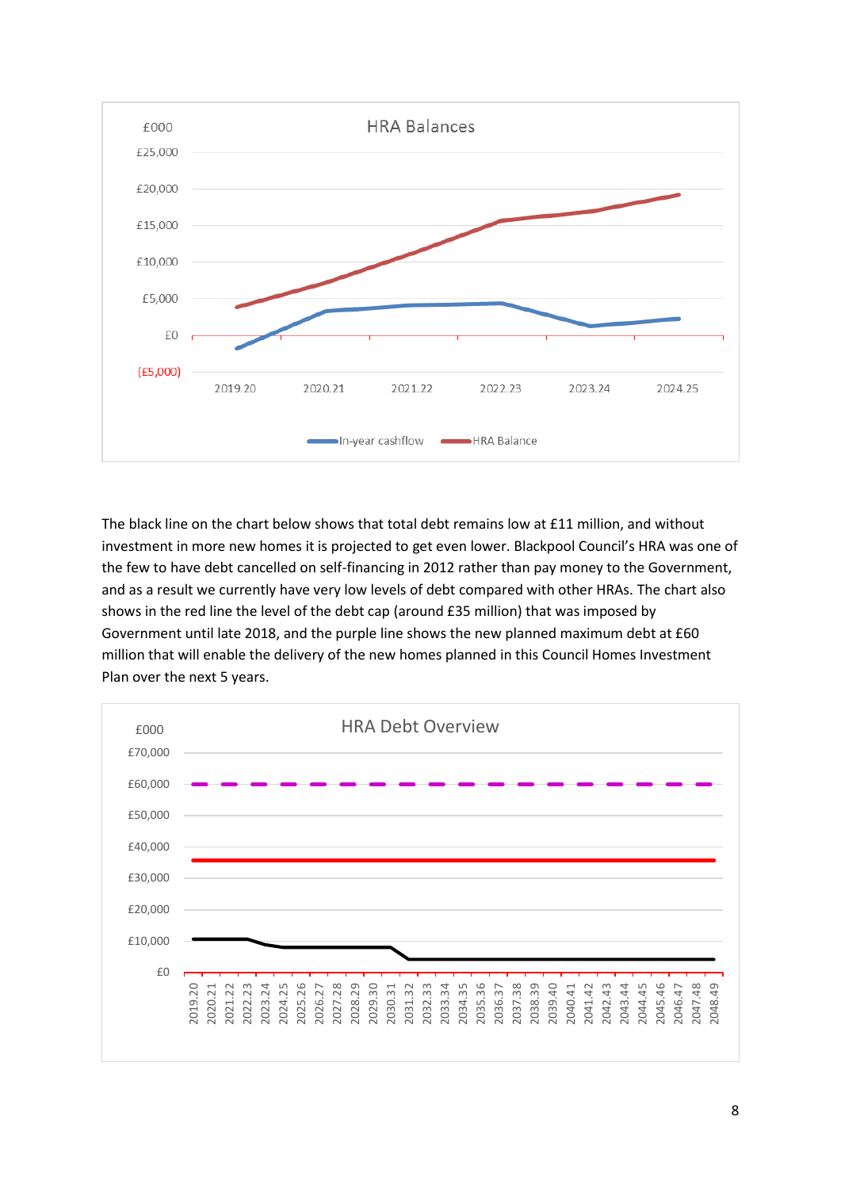The black line on the chart below shows that total debt remains low at £11 million, and without investment in more new homes it is projected to get even lower. Blackpool Council's HRA was one of the few to have debt cancelled on self-financing in 2012 rather than pay money to the Government, and as a result we currently have very low levels of debt compared with other HRAs. The chart also shows in the red line the level of the debt cap (around £35 million) that was imposed by Government until late 2018, and the purple line shows the new planned maximum debt at £60 million that will enable the delivery of the new homes planned in this Council Homes Investment Plan over the next 5 years.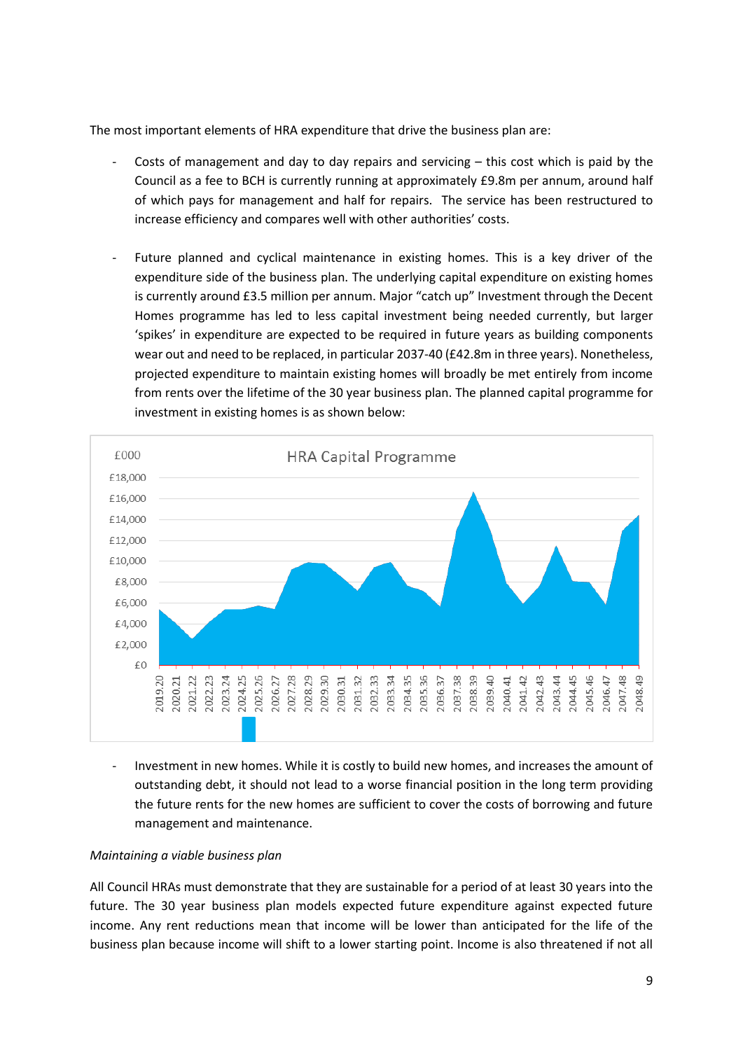The most important elements of HRA expenditure that drive the business plan are:

- Costs of management and day to day repairs and servicing – this cost which is paid by the Council as a fee to BCH is currently running at approximately £9.8m per annum, around half of which pays for management and half for repairs. The service has been restructured to increase efficiency and compares well with other authorities' costs.

- Future planned and cyclical maintenance in existing homes. This is a key driver of the expenditure side of the business plan. The underlying capital expenditure on existing homes is currently around £3.5 million per annum. Major "catch up" Investment through the Decent Homes programme has led to less capital investment being needed currently, but larger 'spikes' in expenditure are expected to be required in future years as building components wear out and need to be replaced, in particular 2037-40 (£42.8m in three years). Nonetheless, projected expenditure to maintain existing homes will broadly be met entirely from income from rents over the lifetime of the 30 year business plan. The planned capital programme for investment in existing homes is as shown below:

HRA Capital Programme

£000

£18,000
£16,000
£14,000
£12,000
£10,000
£8,000
£6,000
£4,000
£2,000
£0

2019.20 2020.21 2021.22 2022.23 2023.24 2024.25 2025.26 2026.27 2027.28 2028.29 2029.30 2030.31 2031.32 2032.33 2033.34 2034.35 2035.36 2036.37 2037.38 2038.39 2039.40 2040.41 2041.42 2042.43 2043.44 2044.45 2045.46 2046.47 2047.48 2048.49

- Investment in new homes. While it is costly to build new homes, and increases the amount of outstanding debt, it should not lead to a worse financial position in the long term providing the future rents for the new homes are sufficient to cover the costs of borrowing and future management and maintenance.

*Maintaining a viable business plan*

All Council HRAs must demonstrate that they are sustainable for a period of at least 30 years into the future. The 30 year business plan models expected future expenditure against expected future income. Any rent reductions mean that income will be lower than anticipated for the life of the business plan because income will shift to a lower starting point. Income is also threatened if not all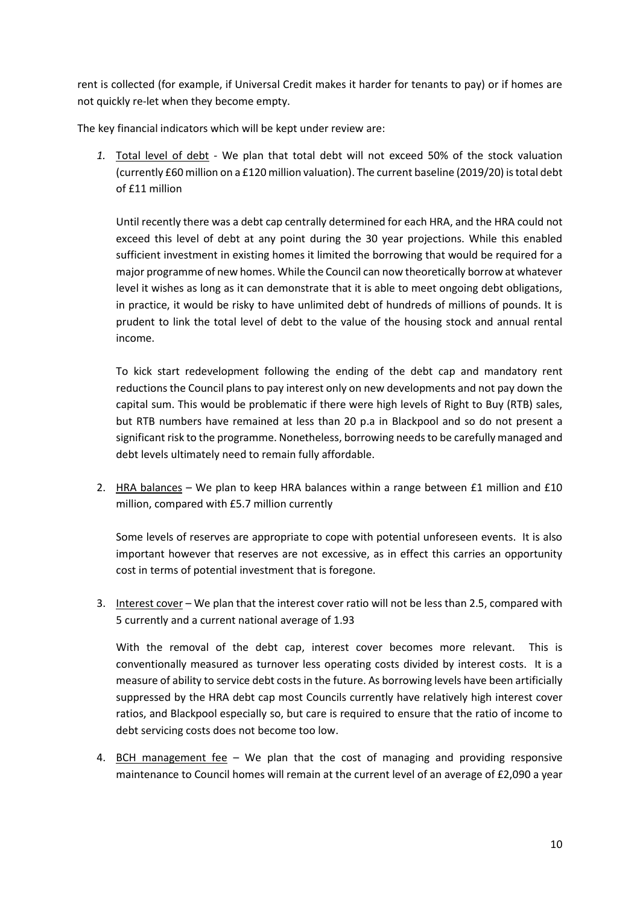rent is collected (for example, if Universal Credit makes it harder for tenants to pay) or if homes are not quickly re-let when they become empty.

The key financial indicators which will be kept under review are:

1. Total level of debt - We plan that total debt will not exceed 50% of the stock valuation (currently £60 million on a £120 million valuation). The current baseline (2019/20) is total debt of £11 million

   Until recently there was a debt cap centrally determined for each HRA, and the HRA could not exceed this level of debt at any point during the 30 year projections. While this enabled sufficient investment in existing homes it limited the borrowing that would be required for a major programme of new homes. While the Council can now theoretically borrow at whatever level it wishes as long as it can demonstrate that it is able to meet ongoing debt obligations, in practice, it would be risky to have unlimited debt of hundreds of millions of pounds. It is prudent to link the total level of debt to the value of the housing stock and annual rental income.

   To kick start redevelopment following the ending of the debt cap and mandatory rent reductions the Council plans to pay interest only on new developments and not pay down the capital sum. This would be problematic if there were high levels of Right to Buy (RTB) sales, but RTB numbers have remained at less than 20 p.a in Blackpool and so do not present a significant risk to the programme. Nonetheless, borrowing needs to be carefully managed and debt levels ultimately need to remain fully affordable.

2. HRA balances – We plan to keep HRA balances within a range between £1 million and £10 million, compared with £5.7 million currently

   Some levels of reserves are appropriate to cope with potential unforeseen events. It is also important however that reserves are not excessive, as in effect this carries an opportunity cost in terms of potential investment that is foregone.

3. Interest cover – We plan that the interest cover ratio will not be less than 2.5, compared with 5 currently and a current national average of 1.93

   With the removal of the debt cap, interest cover becomes more relevant. This is conventionally measured as turnover less operating costs divided by interest costs. It is a measure of ability to service debt costs in the future. As borrowing levels have been artificially suppressed by the HRA debt cap most Councils currently have relatively high interest cover ratios, and Blackpool especially so, but care is required to ensure that the ratio of income to debt servicing costs does not become too low.

4. BCH management fee – We plan that the cost of managing and providing responsive maintenance to Council homes will remain at the current level of an average of £2,090 a year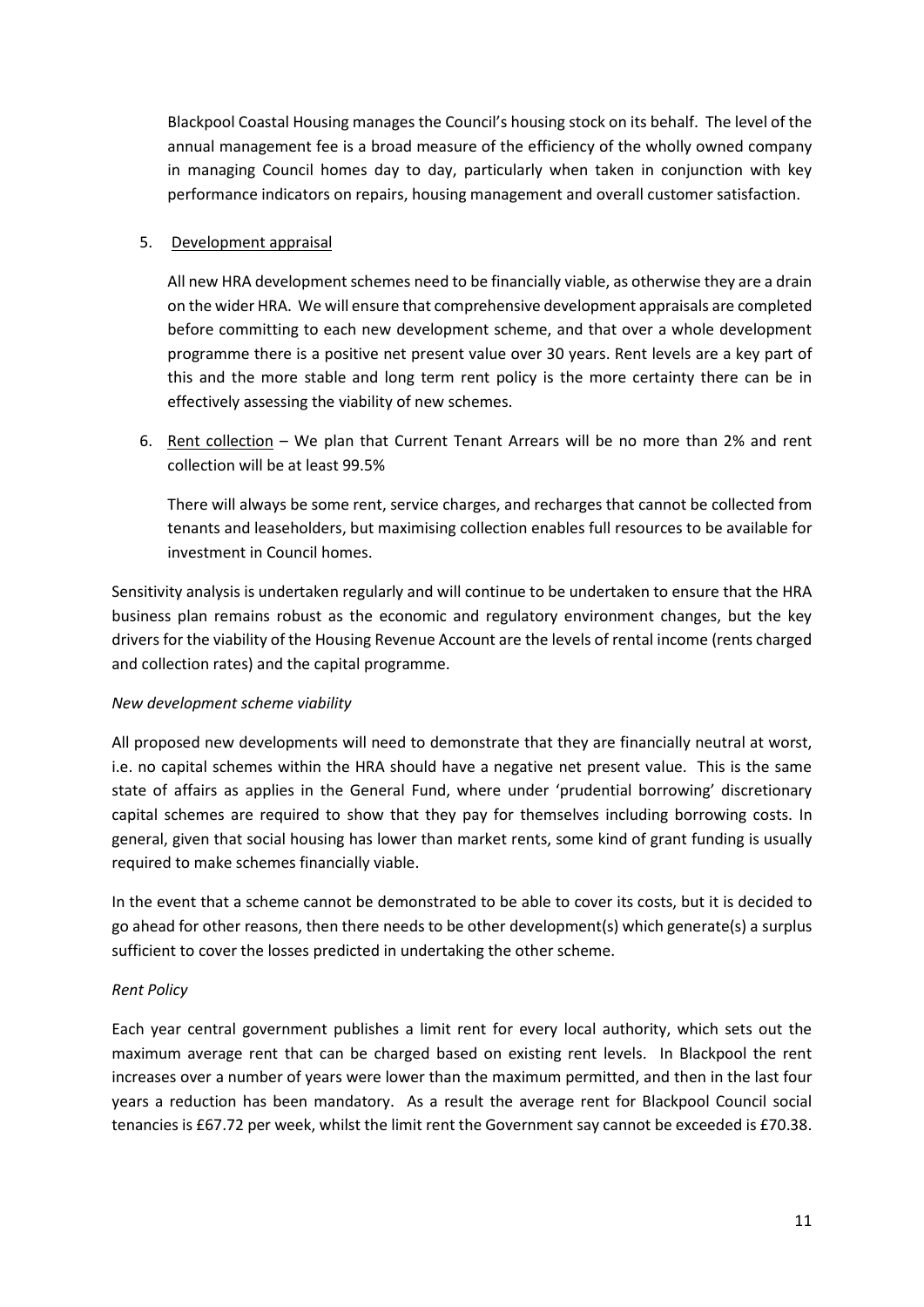Blackpool Coastal Housing manages the Council's housing stock on its behalf. The level of the annual management fee is a broad measure of the efficiency of the wholly owned company in managing Council homes day to day, particularly when taken in conjunction with key performance indicators on repairs, housing management and overall customer satisfaction.

5. Development appraisal

   All new HRA development schemes need to be financially viable, as otherwise they are a drain on the wider HRA. We will ensure that comprehensive development appraisals are completed before committing to each new development scheme, and that over a whole development programme there is a positive net present value over 30 years. Rent levels are a key part of this and the more stable and long term rent policy is the more certainty there can be in effectively assessing the viability of new schemes.

6. Rent collection – We plan that Current Tenant Arrears will be no more than 2% and rent collection will be at least 99.5%

   There will always be some rent, service charges, and recharges that cannot be collected from tenants and leaseholders, but maximising collection enables full resources to be available for investment in Council homes.

Sensitivity analysis is undertaken regularly and will continue to be undertaken to ensure that the HRA business plan remains robust as the economic and regulatory environment changes, but the key drivers for the viability of the Housing Revenue Account are the levels of rental income (rents charged and collection rates) and the capital programme.

*New development scheme viability*

All proposed new developments will need to demonstrate that they are financially neutral at worst, i.e. no capital schemes within the HRA should have a negative net present value. This is the same state of affairs as applies in the General Fund, where under 'prudential borrowing' discretionary capital schemes are required to show that they pay for themselves including borrowing costs. In general, given that social housing has lower than market rents, some kind of grant funding is usually required to make schemes financially viable.

In the event that a scheme cannot be demonstrated to be able to cover its costs, but it is decided to go ahead for other reasons, then there needs to be other development(s) which generate(s) a surplus sufficient to cover the losses predicted in undertaking the other scheme.

*Rent Policy*

Each year central government publishes a limit rent for every local authority, which sets out the maximum average rent that can be charged based on existing rent levels. In Blackpool the rent increases over a number of years were lower than the maximum permitted, and then in the last four years a reduction has been mandatory. As a result the average rent for Blackpool Council social tenancies is £67.72 per week, whilst the limit rent the Government say cannot be exceeded is £70.38.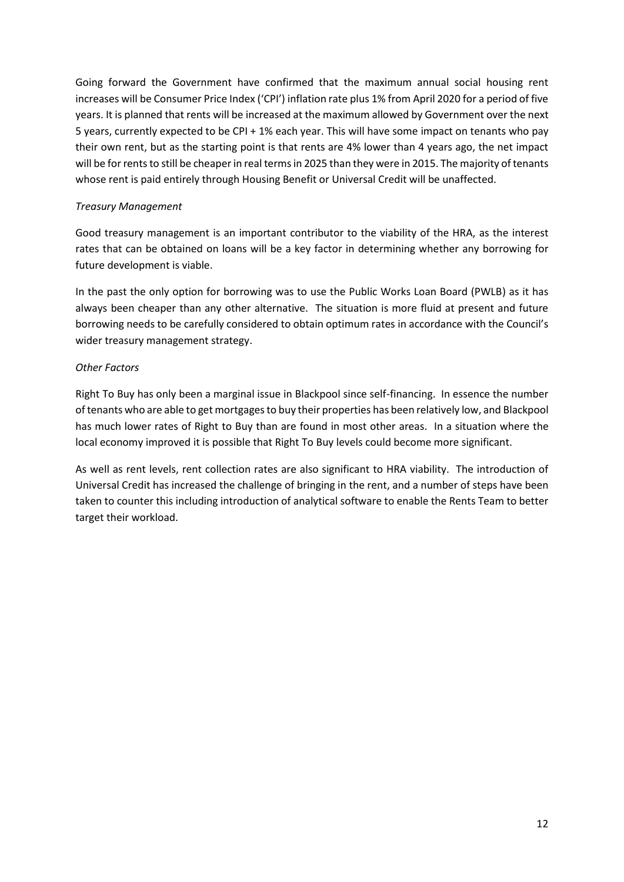Going forward the Government have confirmed that the maximum annual social housing rent increases will be Consumer Price Index ('CPI') inflation rate plus 1% from April 2020 for a period of five years. It is planned that rents will be increased at the maximum allowed by Government over the next 5 years, currently expected to be CPI + 1% each year. This will have some impact on tenants who pay their own rent, but as the starting point is that rents are 4% lower than 4 years ago, the net impact will be for rents to still be cheaper in real terms in 2025 than they were in 2015. The majority of tenants whose rent is paid entirely through Housing Benefit or Universal Credit will be unaffected.

*Treasury Management*

Good treasury management is an important contributor to the viability of the HRA, as the interest rates that can be obtained on loans will be a key factor in determining whether any borrowing for future development is viable.

In the past the only option for borrowing was to use the Public Works Loan Board (PWLB) as it has always been cheaper than any other alternative. The situation is more fluid at present and future borrowing needs to be carefully considered to obtain optimum rates in accordance with the Council's wider treasury management strategy.

*Other Factors*

Right To Buy has only been a marginal issue in Blackpool since self-financing. In essence the number of tenants who are able to get mortgages to buy their properties has been relatively low, and Blackpool has much lower rates of Right to Buy than are found in most other areas. In a situation where the local economy improved it is possible that Right To Buy levels could become more significant.

As well as rent levels, rent collection rates are also significant to HRA viability. The introduction of Universal Credit has increased the challenge of bringing in the rent, and a number of steps have been taken to counter this including introduction of analytical software to enable the Rents Team to better target their workload.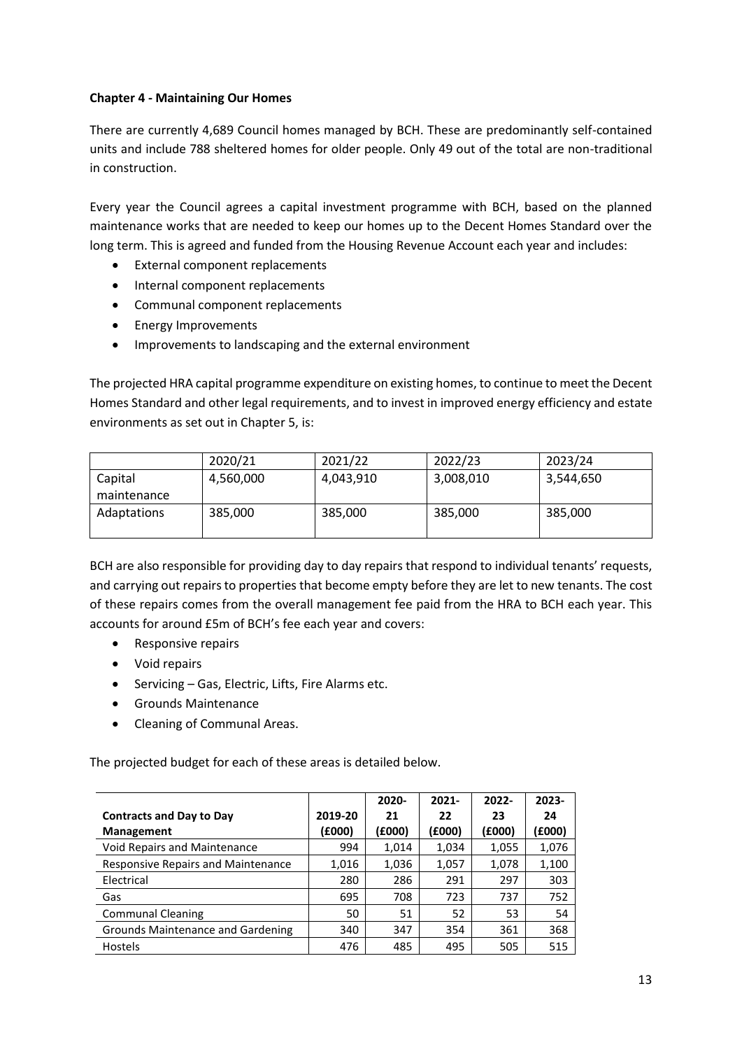**Chapter 4 - Maintaining Our Homes**

There are currently 4,689 Council homes managed by BCH. These are predominantly self-contained units and include 788 sheltered homes for older people. Only 49 out of the total are non-traditional in construction.

Every year the Council agrees a capital investment programme with BCH, based on the planned maintenance works that are needed to keep our homes up to the Decent Homes Standard over the long term. This is agreed and funded from the Housing Revenue Account each year and includes:

- External component replacements
- Internal component replacements
- Communal component replacements
- Energy Improvements
- Improvements to landscaping and the external environment

The projected HRA capital programme expenditure on existing homes, to continue to meet the Decent Homes Standard and other legal requirements, and to invest in improved energy efficiency and estate environments as set out in Chapter 5, is:

| | 2020/21 | 2021/22 | 2022/23 | 2023/24 |
|---|---|---|---|---|
| Capital maintenance | 4,560,000 | 4,043,910 | 3,008,010 | 3,544,650 |
| Adaptations | 385,000 | 385,000 | 385,000 | 385,000 |

BCH are also responsible for providing day to day repairs that respond to individual tenants' requests, and carrying out repairs to properties that become empty before they are let to new tenants. The cost of these repairs comes from the overall management fee paid from the HRA to BCH each year. This accounts for around £5m of BCH's fee each year and covers:

- Responsive repairs
- Void repairs
- Servicing – Gas, Electric, Lifts, Fire Alarms etc.
- Grounds Maintenance
- Cleaning of Communal Areas.

The projected budget for each of these areas is detailed below.

| Contracts and Day to Day Management | 2019-20 (£000) | 2020-21 (£000) | 2021-22 (£000) | 2022-23 (£000) | 2023-24 (£000) |
|---|---|---|---|---|---|
| Void Repairs and Maintenance | 994 | 1,014 | 1,034 | 1,055 | 1,076 |
| Responsive Repairs and Maintenance | 1,016 | 1,036 | 1,057 | 1,078 | 1,100 |
| Electrical | 280 | 286 | 291 | 297 | 303 |
| Gas | 695 | 708 | 723 | 737 | 752 |
| Communal Cleaning | 50 | 51 | 52 | 53 | 54 |
| Grounds Maintenance and Gardening | 340 | 347 | 354 | 361 | 368 |
| Hostels | 476 | 485 | 495 | 505 | 515 |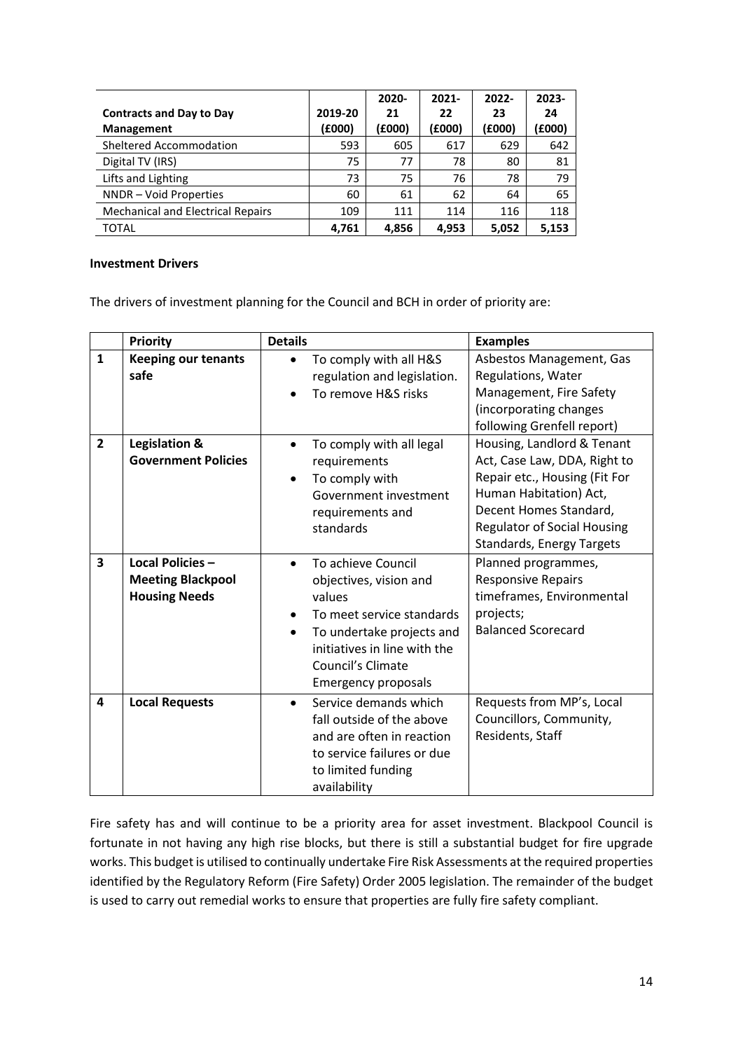| Contracts and Day to Day Management | 2019-20 (£000) | 2020-21 (£000) | 2021-22 (£000) | 2022-23 (£000) | 2023-24 (£000) |
|---|---|---|---|---|---|
| Sheltered Accommodation | 593 | 605 | 617 | 629 | 642 |
| Digital TV (IRS) | 75 | 77 | 78 | 80 | 81 |
| Lifts and Lighting | 73 | 75 | 76 | 78 | 79 |
| NNDR – Void Properties | 60 | 61 | 62 | 64 | 65 |
| Mechanical and Electrical Repairs | 109 | 111 | 114 | 116 | 118 |
| TOTAL | **4,761** | **4,856** | **4,953** | **5,052** | **5,153** |

**Investment Drivers**

The drivers of investment planning for the Council and BCH in order of priority are:

| | Priority | Details | Examples |
|---|---|---|---|
| **1** | **Keeping our tenants safe** | • To comply with all H&S regulation and legislation.<br>• To remove H&S risks | Asbestos Management, Gas Regulations, Water Management, Fire Safety (incorporating changes following Grenfell report) |
| **2** | **Legislation & Government Policies** | • To comply with all legal requirements<br>• To comply with Government investment requirements and standards | Housing, Landlord & Tenant Act, Case Law, DDA, Right to Repair etc., Housing (Fit For Human Habitation) Act, Decent Homes Standard, Regulator of Social Housing Standards, Energy Targets |
| **3** | **Local Policies – Meeting Blackpool Housing Needs** | • To achieve Council objectives, vision and values<br>• To meet service standards<br>• To undertake projects and initiatives in line with the Council's Climate Emergency proposals | Planned programmes, Responsive Repairs timeframes, Environmental projects;<br>Balanced Scorecard |
| **4** | **Local Requests** | • Service demands which fall outside of the above and are often in reaction to service failures or due to limited funding availability | Requests from MP's, Local Councillors, Community, Residents, Staff |

Fire safety has and will continue to be a priority area for asset investment. Blackpool Council is fortunate in not having any high rise blocks, but there is still a substantial budget for fire upgrade works. This budget is utilised to continually undertake Fire Risk Assessments at the required properties identified by the Regulatory Reform (Fire Safety) Order 2005 legislation. The remainder of the budget is used to carry out remedial works to ensure that properties are fully fire safety compliant.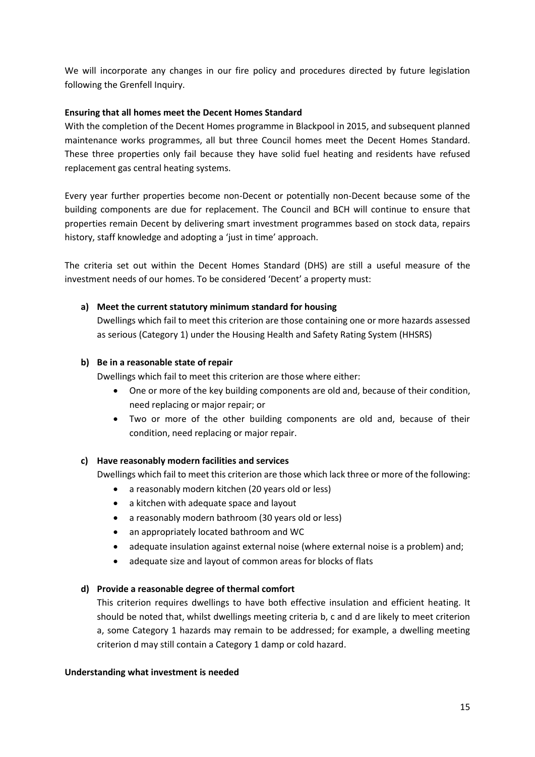We will incorporate any changes in our fire policy and procedures directed by future legislation following the Grenfell Inquiry.

**Ensuring that all homes meet the Decent Homes Standard**

With the completion of the Decent Homes programme in Blackpool in 2015, and subsequent planned maintenance works programmes, all but three Council homes meet the Decent Homes Standard. These three properties only fail because they have solid fuel heating and residents have refused replacement gas central heating systems.

Every year further properties become non-Decent or potentially non-Decent because some of the building components are due for replacement. The Council and BCH will continue to ensure that properties remain Decent by delivering smart investment programmes based on stock data, repairs history, staff knowledge and adopting a 'just in time' approach.

The criteria set out within the Decent Homes Standard (DHS) are still a useful measure of the investment needs of our homes. To be considered 'Decent' a property must:

**a) Meet the current statutory minimum standard for housing**

Dwellings which fail to meet this criterion are those containing one or more hazards assessed as serious (Category 1) under the Housing Health and Safety Rating System (HHSRS)

**b) Be in a reasonable state of repair**

Dwellings which fail to meet this criterion are those where either:

- One or more of the key building components are old and, because of their condition, need replacing or major repair; or
- Two or more of the other building components are old and, because of their condition, need replacing or major repair.

**c) Have reasonably modern facilities and services**

Dwellings which fail to meet this criterion are those which lack three or more of the following:

- a reasonably modern kitchen (20 years old or less)
- a kitchen with adequate space and layout
- a reasonably modern bathroom (30 years old or less)
- an appropriately located bathroom and WC
- adequate insulation against external noise (where external noise is a problem) and;
- adequate size and layout of common areas for blocks of flats

**d) Provide a reasonable degree of thermal comfort**

This criterion requires dwellings to have both effective insulation and efficient heating. It should be noted that, whilst dwellings meeting criteria b, c and d are likely to meet criterion a, some Category 1 hazards may remain to be addressed; for example, a dwelling meeting criterion d may still contain a Category 1 damp or cold hazard.

**Understanding what investment is needed**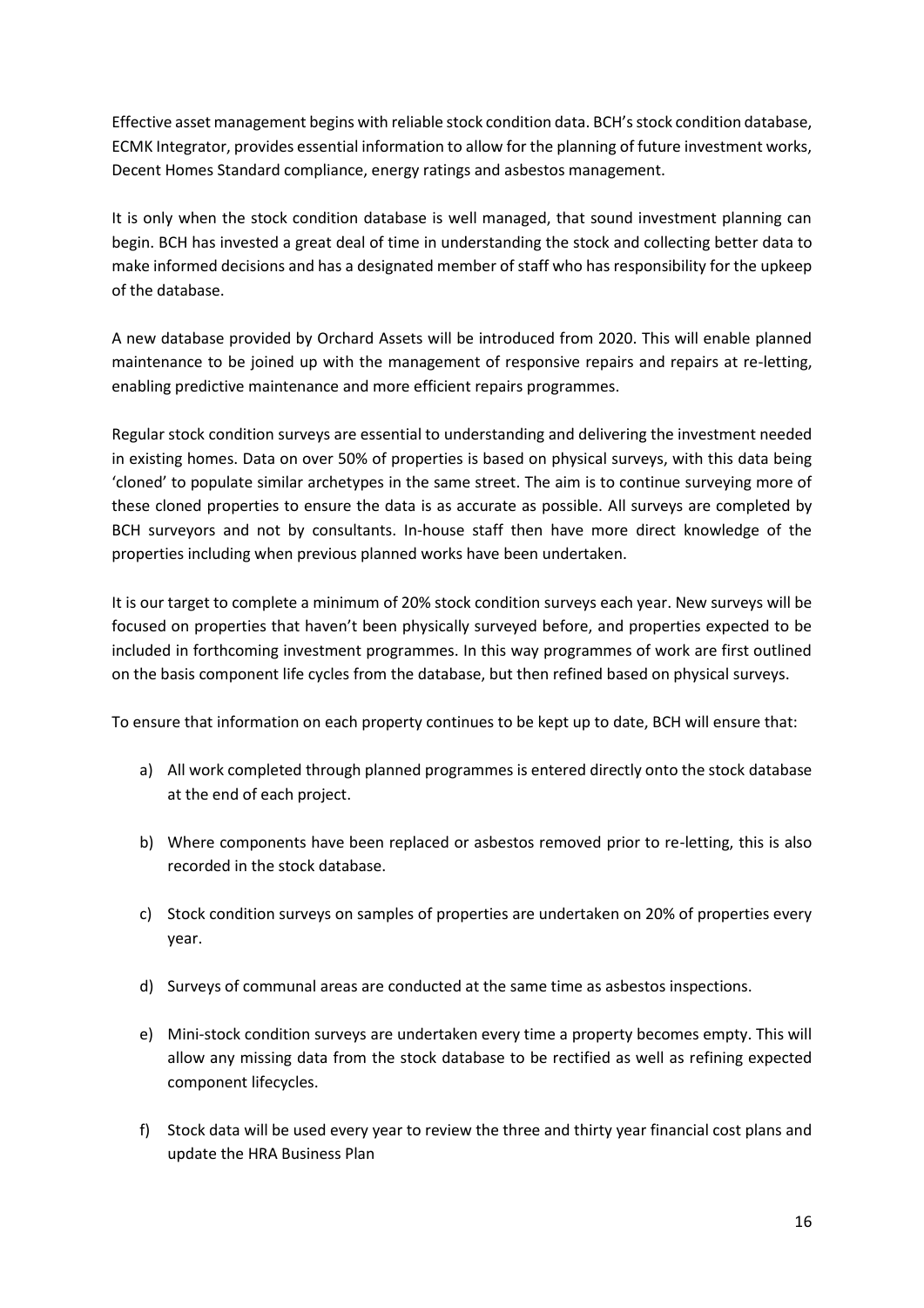Effective asset management begins with reliable stock condition data. BCH's stock condition database, ECMK Integrator, provides essential information to allow for the planning of future investment works, Decent Homes Standard compliance, energy ratings and asbestos management.

It is only when the stock condition database is well managed, that sound investment planning can begin. BCH has invested a great deal of time in understanding the stock and collecting better data to make informed decisions and has a designated member of staff who has responsibility for the upkeep of the database.

A new database provided by Orchard Assets will be introduced from 2020. This will enable planned maintenance to be joined up with the management of responsive repairs and repairs at re-letting, enabling predictive maintenance and more efficient repairs programmes.

Regular stock condition surveys are essential to understanding and delivering the investment needed in existing homes. Data on over 50% of properties is based on physical surveys, with this data being 'cloned' to populate similar archetypes in the same street. The aim is to continue surveying more of these cloned properties to ensure the data is as accurate as possible. All surveys are completed by BCH surveyors and not by consultants. In-house staff then have more direct knowledge of the properties including when previous planned works have been undertaken.

It is our target to complete a minimum of 20% stock condition surveys each year. New surveys will be focused on properties that haven't been physically surveyed before, and properties expected to be included in forthcoming investment programmes. In this way programmes of work are first outlined on the basis component life cycles from the database, but then refined based on physical surveys.

To ensure that information on each property continues to be kept up to date, BCH will ensure that:

a) All work completed through planned programmes is entered directly onto the stock database at the end of each project.

b) Where components have been replaced or asbestos removed prior to re-letting, this is also recorded in the stock database.

c) Stock condition surveys on samples of properties are undertaken on 20% of properties every year.

d) Surveys of communal areas are conducted at the same time as asbestos inspections.

e) Mini-stock condition surveys are undertaken every time a property becomes empty. This will allow any missing data from the stock database to be rectified as well as refining expected component lifecycles.

f) Stock data will be used every year to review the three and thirty year financial cost plans and update the HRA Business Plan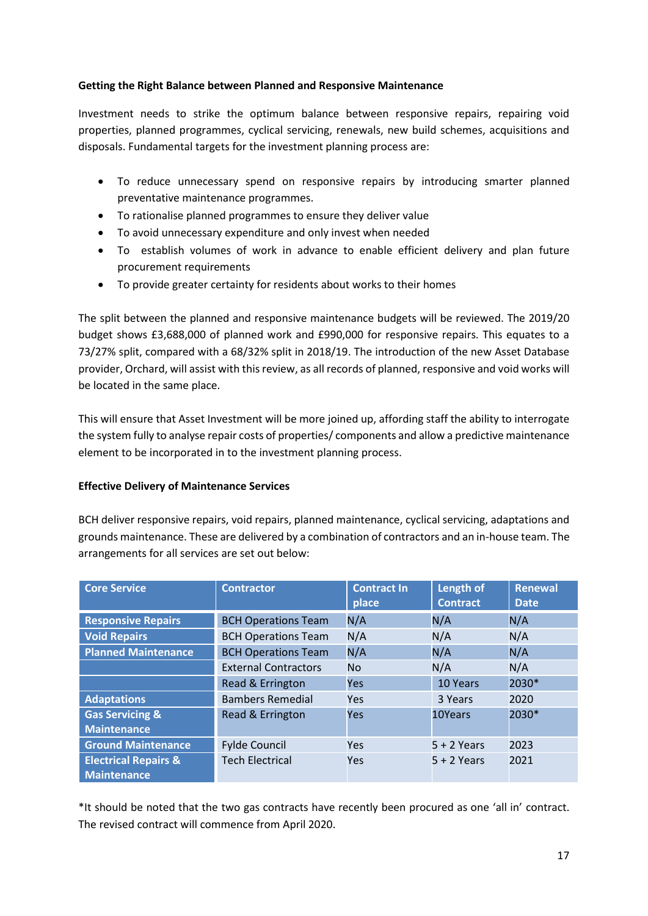**Getting the Right Balance between Planned and Responsive Maintenance**

Investment needs to strike the optimum balance between responsive repairs, repairing void properties, planned programmes, cyclical servicing, renewals, new build schemes, acquisitions and disposals. Fundamental targets for the investment planning process are:

- To reduce unnecessary spend on responsive repairs by introducing smarter planned preventative maintenance programmes.
- To rationalise planned programmes to ensure they deliver value
- To avoid unnecessary expenditure and only invest when needed
- To establish volumes of work in advance to enable efficient delivery and plan future procurement requirements
- To provide greater certainty for residents about works to their homes

The split between the planned and responsive maintenance budgets will be reviewed. The 2019/20 budget shows £3,688,000 of planned work and £990,000 for responsive repairs. This equates to a 73/27% split, compared with a 68/32% split in 2018/19. The introduction of the new Asset Database provider, Orchard, will assist with this review, as all records of planned, responsive and void works will be located in the same place.

This will ensure that Asset Investment will be more joined up, affording staff the ability to interrogate the system fully to analyse repair costs of properties/ components and allow a predictive maintenance element to be incorporated in to the investment planning process.

**Effective Delivery of Maintenance Services**

BCH deliver responsive repairs, void repairs, planned maintenance, cyclical servicing, adaptations and grounds maintenance. These are delivered by a combination of contractors and an in-house team. The arrangements for all services are set out below:

| Core Service | Contractor | Contract In place | Length of Contract | Renewal Date |
|---|---|---|---|---|
| **Responsive Repairs** | BCH Operations Team | N/A | N/A | N/A |
| **Void Repairs** | BCH Operations Team | N/A | N/A | N/A |
| **Planned Maintenance** | BCH Operations Team | N/A | N/A | N/A |
| | External Contractors | No | N/A | N/A |
| | Read & Errington | Yes | 10 Years | 2030* |
| **Adaptations** | Bambers Remedial | Yes | 3 Years | 2020 |
| **Gas Servicing & Maintenance** | Read & Errington | Yes | 10Years | 2030* |
| **Ground Maintenance** | Fylde Council | Yes | 5 + 2 Years | 2023 |
| **Electrical Repairs & Maintenance** | Tech Electrical | Yes | 5 + 2 Years | 2021 |

*It should be noted that the two gas contracts have recently been procured as one 'all in' contract. The revised contract will commence from April 2020.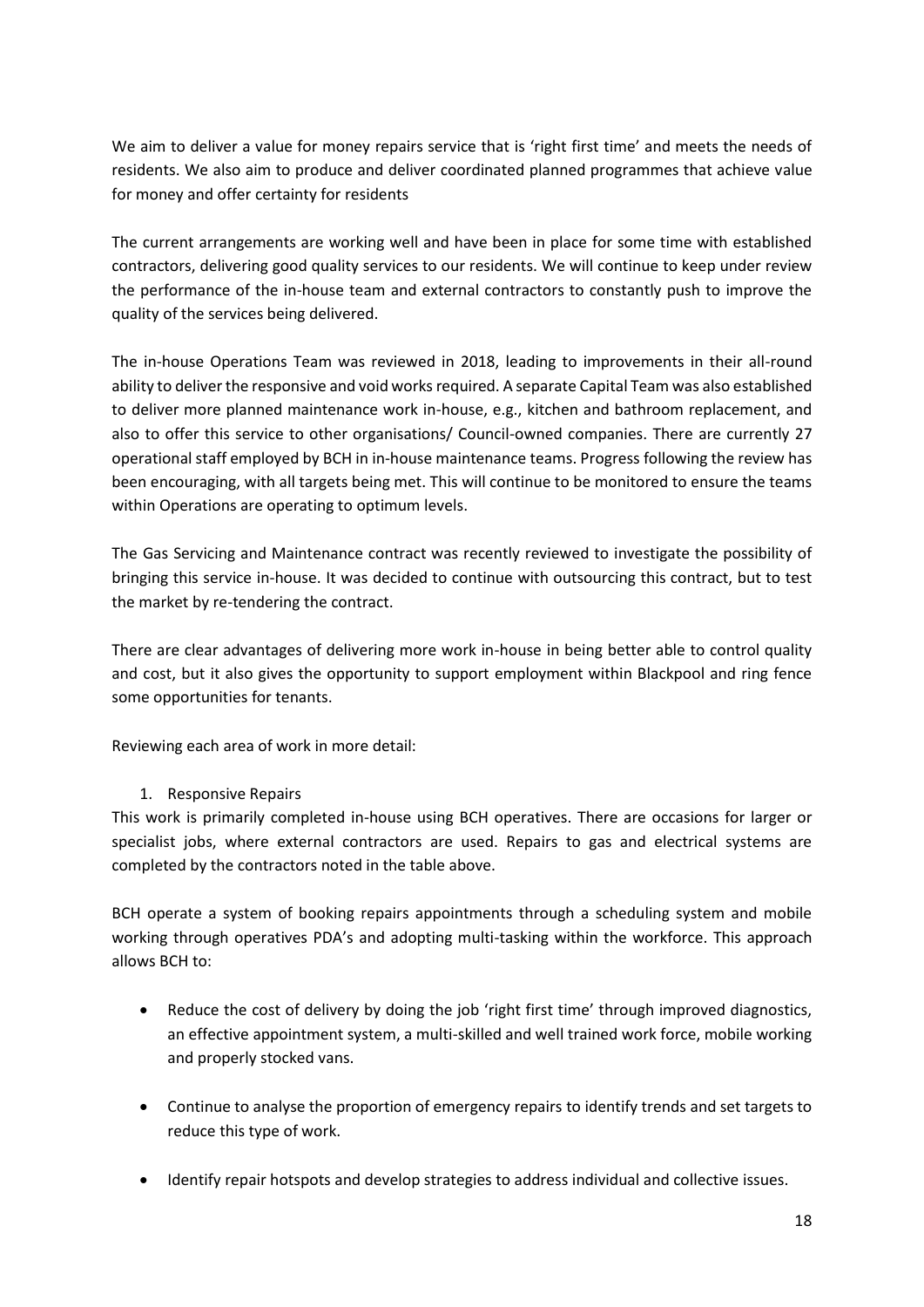We aim to deliver a value for money repairs service that is 'right first time' and meets the needs of residents. We also aim to produce and deliver coordinated planned programmes that achieve value for money and offer certainty for residents

The current arrangements are working well and have been in place for some time with established contractors, delivering good quality services to our residents. We will continue to keep under review the performance of the in-house team and external contractors to constantly push to improve the quality of the services being delivered.

The in-house Operations Team was reviewed in 2018, leading to improvements in their all-round ability to deliver the responsive and void works required. A separate Capital Team was also established to deliver more planned maintenance work in-house, e.g., kitchen and bathroom replacement, and also to offer this service to other organisations/ Council-owned companies. There are currently 27 operational staff employed by BCH in in-house maintenance teams. Progress following the review has been encouraging, with all targets being met. This will continue to be monitored to ensure the teams within Operations are operating to optimum levels.

The Gas Servicing and Maintenance contract was recently reviewed to investigate the possibility of bringing this service in-house. It was decided to continue with outsourcing this contract, but to test the market by re-tendering the contract.

There are clear advantages of delivering more work in-house in being better able to control quality and cost, but it also gives the opportunity to support employment within Blackpool and ring fence some opportunities for tenants.

Reviewing each area of work in more detail:

1. Responsive Repairs

This work is primarily completed in-house using BCH operatives. There are occasions for larger or specialist jobs, where external contractors are used. Repairs to gas and electrical systems are completed by the contractors noted in the table above.

BCH operate a system of booking repairs appointments through a scheduling system and mobile working through operatives PDA's and adopting multi-tasking within the workforce. This approach allows BCH to:

- Reduce the cost of delivery by doing the job 'right first time' through improved diagnostics, an effective appointment system, a multi-skilled and well trained work force, mobile working and properly stocked vans.
- Continue to analyse the proportion of emergency repairs to identify trends and set targets to reduce this type of work.
- Identify repair hotspots and develop strategies to address individual and collective issues.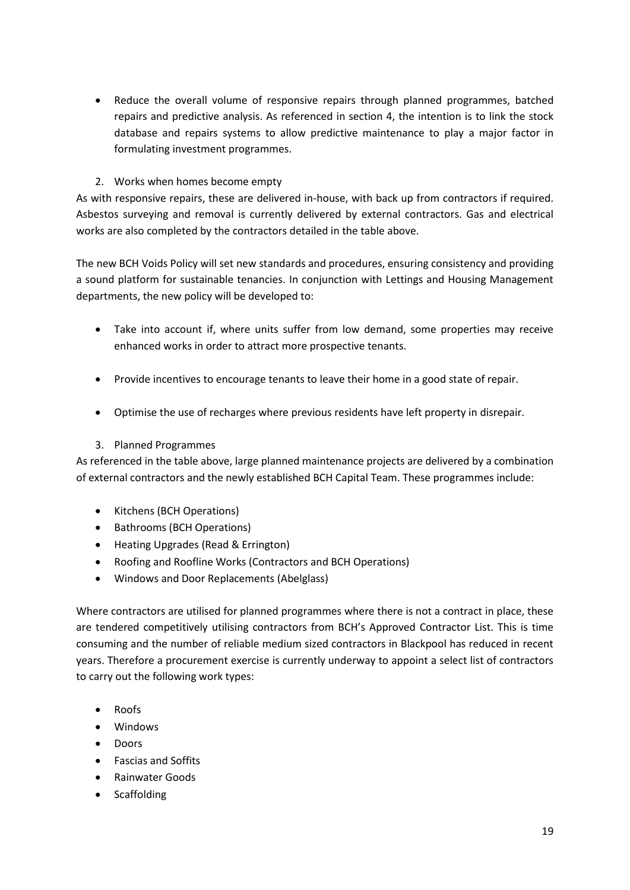- Reduce the overall volume of responsive repairs through planned programmes, batched repairs and predictive analysis. As referenced in section 4, the intention is to link the stock database and repairs systems to allow predictive maintenance to play a major factor in formulating investment programmes.

2. Works when homes become empty

As with responsive repairs, these are delivered in-house, with back up from contractors if required. Asbestos surveying and removal is currently delivered by external contractors. Gas and electrical works are also completed by the contractors detailed in the table above.

The new BCH Voids Policy will set new standards and procedures, ensuring consistency and providing a sound platform for sustainable tenancies. In conjunction with Lettings and Housing Management departments, the new policy will be developed to:

- Take into account if, where units suffer from low demand, some properties may receive enhanced works in order to attract more prospective tenants.
- Provide incentives to encourage tenants to leave their home in a good state of repair.
- Optimise the use of recharges where previous residents have left property in disrepair.

3. Planned Programmes

As referenced in the table above, large planned maintenance projects are delivered by a combination of external contractors and the newly established BCH Capital Team. These programmes include:

- Kitchens (BCH Operations)
- Bathrooms (BCH Operations)
- Heating Upgrades (Read & Errington)
- Roofing and Roofline Works (Contractors and BCH Operations)
- Windows and Door Replacements (Abelglass)

Where contractors are utilised for planned programmes where there is not a contract in place, these are tendered competitively utilising contractors from BCH's Approved Contractor List. This is time consuming and the number of reliable medium sized contractors in Blackpool has reduced in recent years. Therefore a procurement exercise is currently underway to appoint a select list of contractors to carry out the following work types:

- Roofs
- Windows
- Doors
- Fascias and Soffits
- Rainwater Goods
- Scaffolding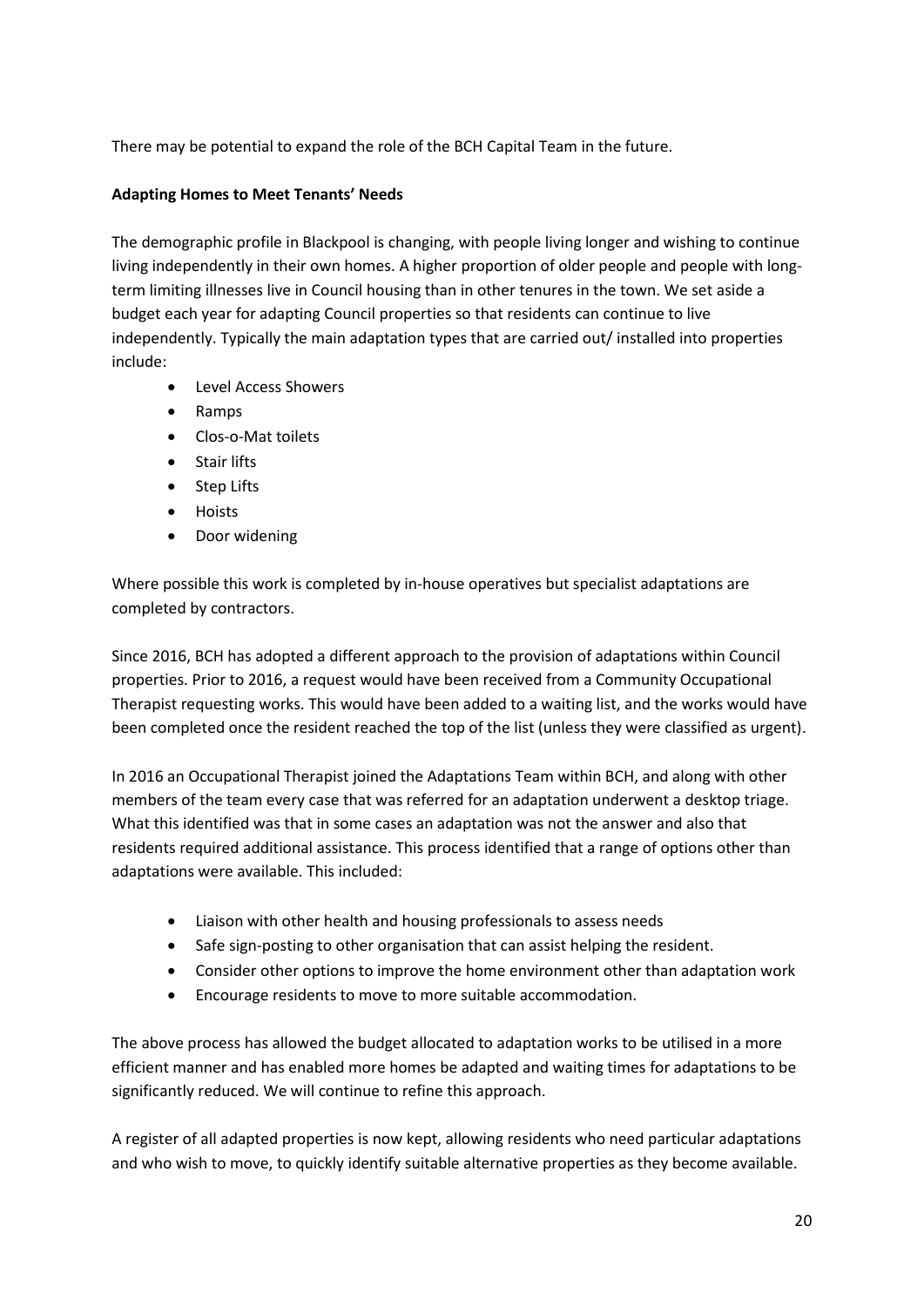There may be potential to expand the role of the BCH Capital Team in the future.

**Adapting Homes to Meet Tenants' Needs**

The demographic profile in Blackpool is changing, with people living longer and wishing to continue living independently in their own homes. A higher proportion of older people and people with long-term limiting illnesses live in Council housing than in other tenures in the town. We set aside a budget each year for adapting Council properties so that residents can continue to live independently. Typically the main adaptation types that are carried out/ installed into properties include:

- Level Access Showers
- Ramps
- Clos-o-Mat toilets
- Stair lifts
- Step Lifts
- Hoists
- Door widening

Where possible this work is completed by in-house operatives but specialist adaptations are completed by contractors.

Since 2016, BCH has adopted a different approach to the provision of adaptations within Council properties. Prior to 2016, a request would have been received from a Community Occupational Therapist requesting works. This would have been added to a waiting list, and the works would have been completed once the resident reached the top of the list (unless they were classified as urgent).

In 2016 an Occupational Therapist joined the Adaptations Team within BCH, and along with other members of the team every case that was referred for an adaptation underwent a desktop triage. What this identified was that in some cases an adaptation was not the answer and also that residents required additional assistance. This process identified that a range of options other than adaptations were available. This included:

- Liaison with other health and housing professionals to assess needs
- Safe sign-posting to other organisation that can assist helping the resident.
- Consider other options to improve the home environment other than adaptation work
- Encourage residents to move to more suitable accommodation.

The above process has allowed the budget allocated to adaptation works to be utilised in a more efficient manner and has enabled more homes be adapted and waiting times for adaptations to be significantly reduced. We will continue to refine this approach.

A register of all adapted properties is now kept, allowing residents who need particular adaptations and who wish to move, to quickly identify suitable alternative properties as they become available.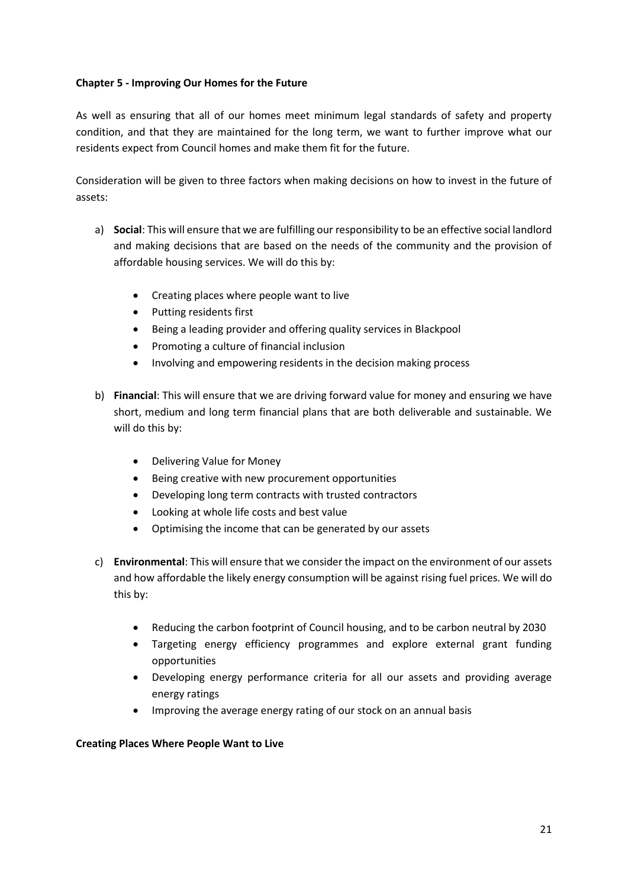**Chapter 5 - Improving Our Homes for the Future**

As well as ensuring that all of our homes meet minimum legal standards of safety and property condition, and that they are maintained for the long term, we want to further improve what our residents expect from Council homes and make them fit for the future.

Consideration will be given to three factors when making decisions on how to invest in the future of assets:

a) **Social**: This will ensure that we are fulfilling our responsibility to be an effective social landlord and making decisions that are based on the needs of the community and the provision of affordable housing services. We will do this by:

   - Creating places where people want to live
   - Putting residents first
   - Being a leading provider and offering quality services in Blackpool
   - Promoting a culture of financial inclusion
   - Involving and empowering residents in the decision making process

b) **Financial**: This will ensure that we are driving forward value for money and ensuring we have short, medium and long term financial plans that are both deliverable and sustainable. We will do this by:

   - Delivering Value for Money
   - Being creative with new procurement opportunities
   - Developing long term contracts with trusted contractors
   - Looking at whole life costs and best value
   - Optimising the income that can be generated by our assets

c) **Environmental**: This will ensure that we consider the impact on the environment of our assets and how affordable the likely energy consumption will be against rising fuel prices. We will do this by:

   - Reducing the carbon footprint of Council housing, and to be carbon neutral by 2030
   - Targeting energy efficiency programmes and explore external grant funding opportunities
   - Developing energy performance criteria for all our assets and providing average energy ratings
   - Improving the average energy rating of our stock on an annual basis

**Creating Places Where People Want to Live**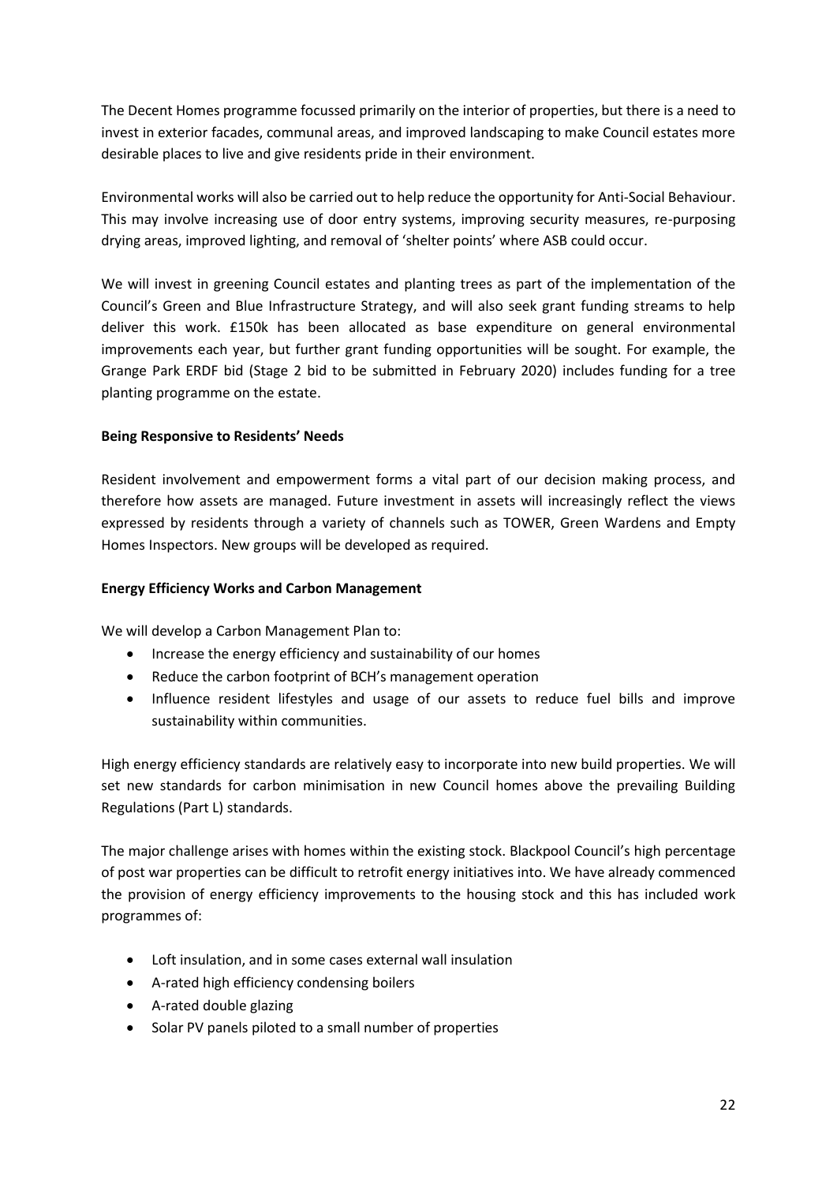The Decent Homes programme focussed primarily on the interior of properties, but there is a need to invest in exterior facades, communal areas, and improved landscaping to make Council estates more desirable places to live and give residents pride in their environment.

Environmental works will also be carried out to help reduce the opportunity for Anti-Social Behaviour. This may involve increasing use of door entry systems, improving security measures, re-purposing drying areas, improved lighting, and removal of 'shelter points' where ASB could occur.

We will invest in greening Council estates and planting trees as part of the implementation of the Council's Green and Blue Infrastructure Strategy, and will also seek grant funding streams to help deliver this work. £150k has been allocated as base expenditure on general environmental improvements each year, but further grant funding opportunities will be sought. For example, the Grange Park ERDF bid (Stage 2 bid to be submitted in February 2020) includes funding for a tree planting programme on the estate.

**Being Responsive to Residents' Needs**

Resident involvement and empowerment forms a vital part of our decision making process, and therefore how assets are managed. Future investment in assets will increasingly reflect the views expressed by residents through a variety of channels such as TOWER, Green Wardens and Empty Homes Inspectors. New groups will be developed as required.

**Energy Efficiency Works and Carbon Management**

We will develop a Carbon Management Plan to:

- Increase the energy efficiency and sustainability of our homes
- Reduce the carbon footprint of BCH's management operation
- Influence resident lifestyles and usage of our assets to reduce fuel bills and improve sustainability within communities.

High energy efficiency standards are relatively easy to incorporate into new build properties. We will set new standards for carbon minimisation in new Council homes above the prevailing Building Regulations (Part L) standards.

The major challenge arises with homes within the existing stock. Blackpool Council's high percentage of post war properties can be difficult to retrofit energy initiatives into. We have already commenced the provision of energy efficiency improvements to the housing stock and this has included work programmes of:

- Loft insulation, and in some cases external wall insulation
- A-rated high efficiency condensing boilers
- A-rated double glazing
- Solar PV panels piloted to a small number of properties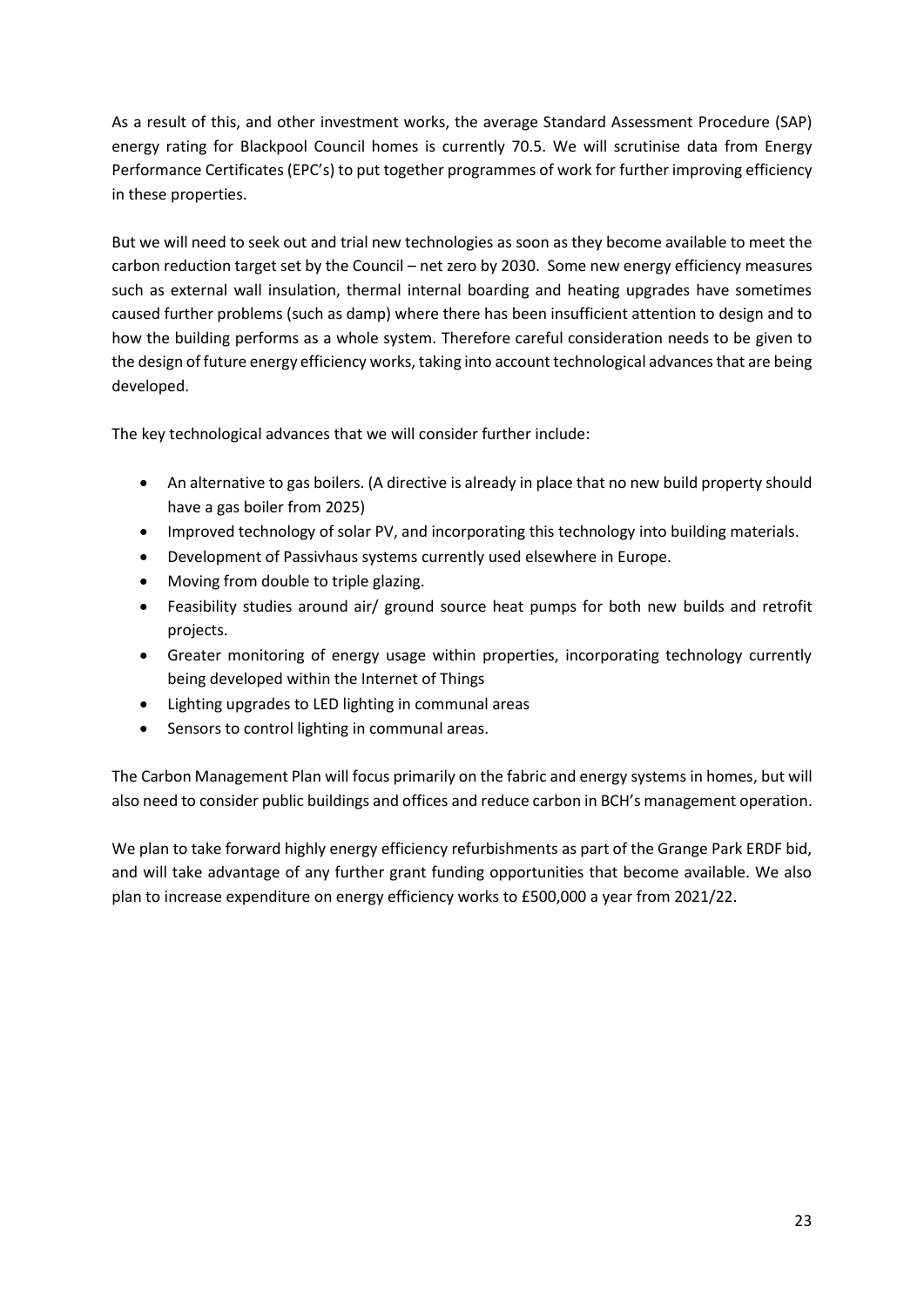As a result of this, and other investment works, the average Standard Assessment Procedure (SAP) energy rating for Blackpool Council homes is currently 70.5. We will scrutinise data from Energy Performance Certificates (EPC's) to put together programmes of work for further improving efficiency in these properties.

But we will need to seek out and trial new technologies as soon as they become available to meet the carbon reduction target set by the Council – net zero by 2030. Some new energy efficiency measures such as external wall insulation, thermal internal boarding and heating upgrades have sometimes caused further problems (such as damp) where there has been insufficient attention to design and to how the building performs as a whole system. Therefore careful consideration needs to be given to the design of future energy efficiency works, taking into account technological advances that are being developed.

The key technological advances that we will consider further include:

- An alternative to gas boilers. (A directive is already in place that no new build property should have a gas boiler from 2025)
- Improved technology of solar PV, and incorporating this technology into building materials.
- Development of Passivhaus systems currently used elsewhere in Europe.
- Moving from double to triple glazing.
- Feasibility studies around air/ ground source heat pumps for both new builds and retrofit projects.
- Greater monitoring of energy usage within properties, incorporating technology currently being developed within the Internet of Things
- Lighting upgrades to LED lighting in communal areas
- Sensors to control lighting in communal areas.

The Carbon Management Plan will focus primarily on the fabric and energy systems in homes, but will also need to consider public buildings and offices and reduce carbon in BCH's management operation.

We plan to take forward highly energy efficiency refurbishments as part of the Grange Park ERDF bid, and will take advantage of any further grant funding opportunities that become available. We also plan to increase expenditure on energy efficiency works to £500,000 a year from 2021/22.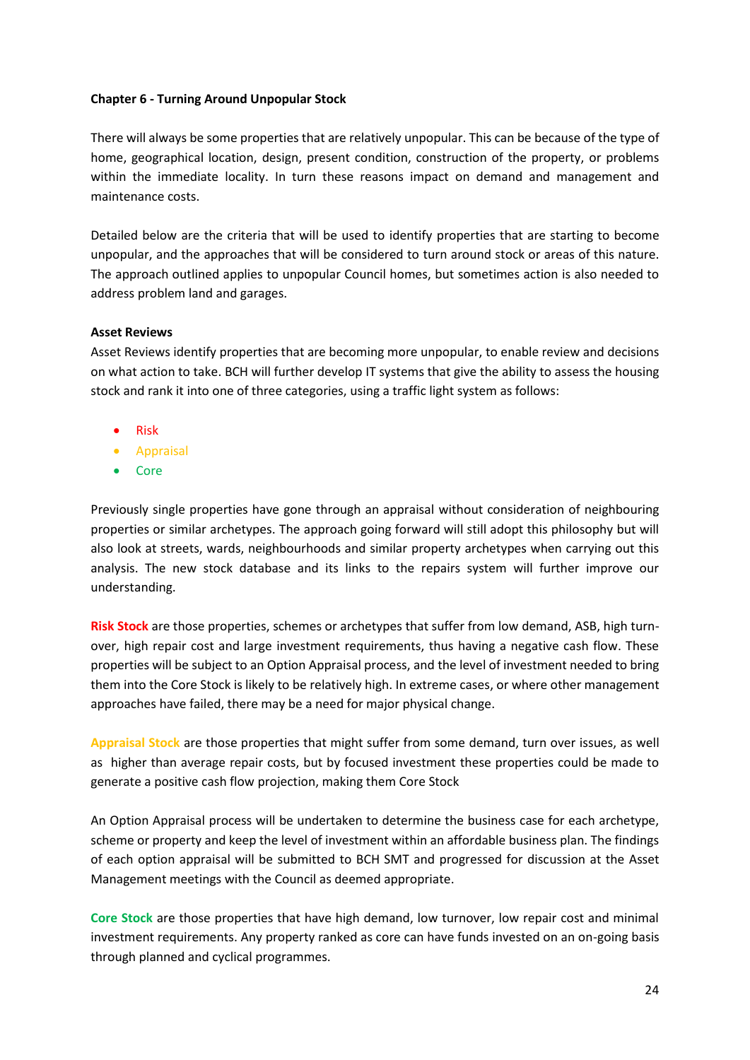**Chapter 6 - Turning Around Unpopular Stock**

There will always be some properties that are relatively unpopular. This can be because of the type of home, geographical location, design, present condition, construction of the property, or problems within the immediate locality. In turn these reasons impact on demand and management and maintenance costs.

Detailed below are the criteria that will be used to identify properties that are starting to become unpopular, and the approaches that will be considered to turn around stock or areas of this nature. The approach outlined applies to unpopular Council homes, but sometimes action is also needed to address problem land and garages.

**Asset Reviews**

Asset Reviews identify properties that are becoming more unpopular, to enable review and decisions on what action to take. BCH will further develop IT systems that give the ability to assess the housing stock and rank it into one of three categories, using a traffic light system as follows:

- Risk
- Appraisal
- Core

Previously single properties have gone through an appraisal without consideration of neighbouring properties or similar archetypes. The approach going forward will still adopt this philosophy but will also look at streets, wards, neighbourhoods and similar property archetypes when carrying out this analysis. The new stock database and its links to the repairs system will further improve our understanding.

**Risk Stock** are those properties, schemes or archetypes that suffer from low demand, ASB, high turn-over, high repair cost and large investment requirements, thus having a negative cash flow. These properties will be subject to an Option Appraisal process, and the level of investment needed to bring them into the Core Stock is likely to be relatively high. In extreme cases, or where other management approaches have failed, there may be a need for major physical change.

**Appraisal Stock** are those properties that might suffer from some demand, turn over issues, as well as higher than average repair costs, but by focused investment these properties could be made to generate a positive cash flow projection, making them Core Stock

An Option Appraisal process will be undertaken to determine the business case for each archetype, scheme or property and keep the level of investment within an affordable business plan. The findings of each option appraisal will be submitted to BCH SMT and progressed for discussion at the Asset Management meetings with the Council as deemed appropriate.

**Core Stock** are those properties that have high demand, low turnover, low repair cost and minimal investment requirements. Any property ranked as core can have funds invested on an on-going basis through planned and cyclical programmes.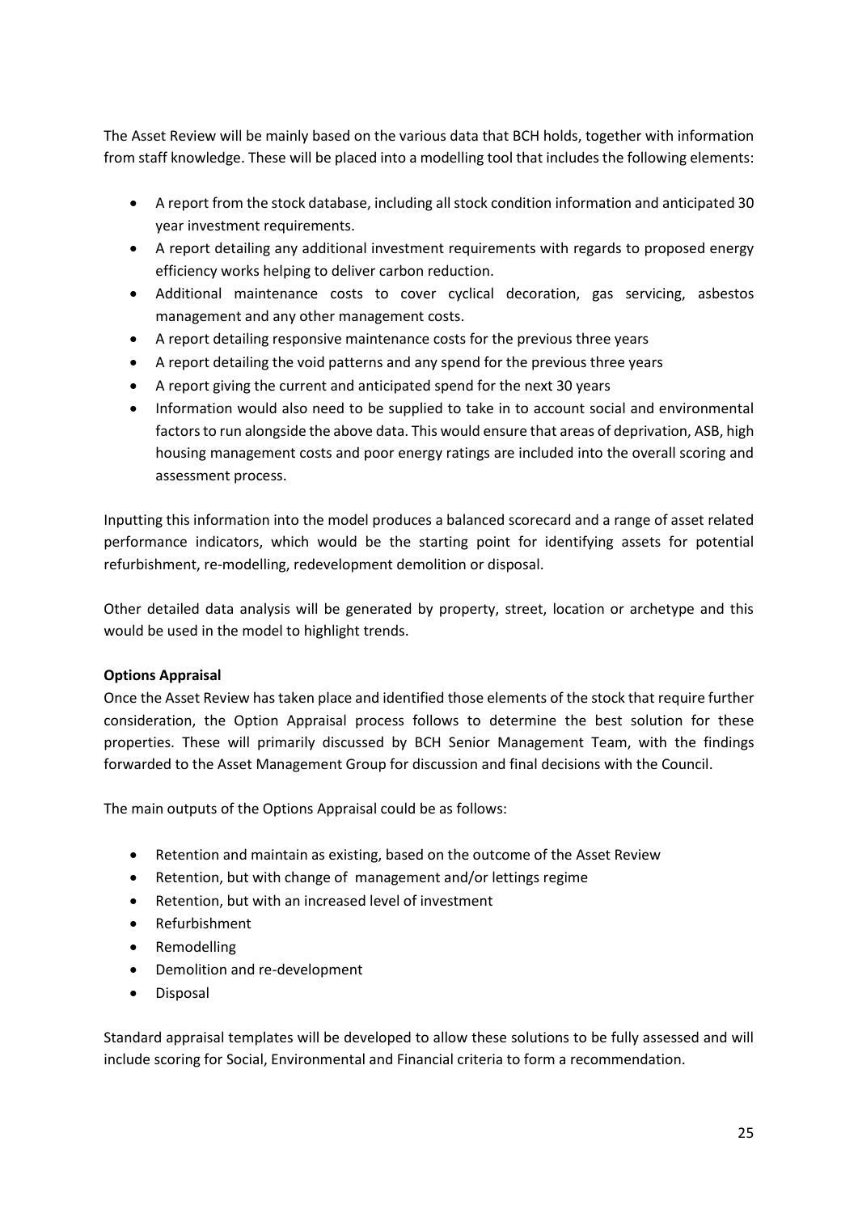The Asset Review will be mainly based on the various data that BCH holds, together with information from staff knowledge. These will be placed into a modelling tool that includes the following elements:

- A report from the stock database, including all stock condition information and anticipated 30 year investment requirements.
- A report detailing any additional investment requirements with regards to proposed energy efficiency works helping to deliver carbon reduction.
- Additional maintenance costs to cover cyclical decoration, gas servicing, asbestos management and any other management costs.
- A report detailing responsive maintenance costs for the previous three years
- A report detailing the void patterns and any spend for the previous three years
- A report giving the current and anticipated spend for the next 30 years
- Information would also need to be supplied to take in to account social and environmental factors to run alongside the above data. This would ensure that areas of deprivation, ASB, high housing management costs and poor energy ratings are included into the overall scoring and assessment process.

Inputting this information into the model produces a balanced scorecard and a range of asset related performance indicators, which would be the starting point for identifying assets for potential refurbishment, re-modelling, redevelopment demolition or disposal.

Other detailed data analysis will be generated by property, street, location or archetype and this would be used in the model to highlight trends.

**Options Appraisal**

Once the Asset Review has taken place and identified those elements of the stock that require further consideration, the Option Appraisal process follows to determine the best solution for these properties. These will primarily discussed by BCH Senior Management Team, with the findings forwarded to the Asset Management Group for discussion and final decisions with the Council.

The main outputs of the Options Appraisal could be as follows:

- Retention and maintain as existing, based on the outcome of the Asset Review
- Retention, but with change of management and/or lettings regime
- Retention, but with an increased level of investment
- Refurbishment
- Remodelling
- Demolition and re-development
- Disposal

Standard appraisal templates will be developed to allow these solutions to be fully assessed and will include scoring for Social, Environmental and Financial criteria to form a recommendation.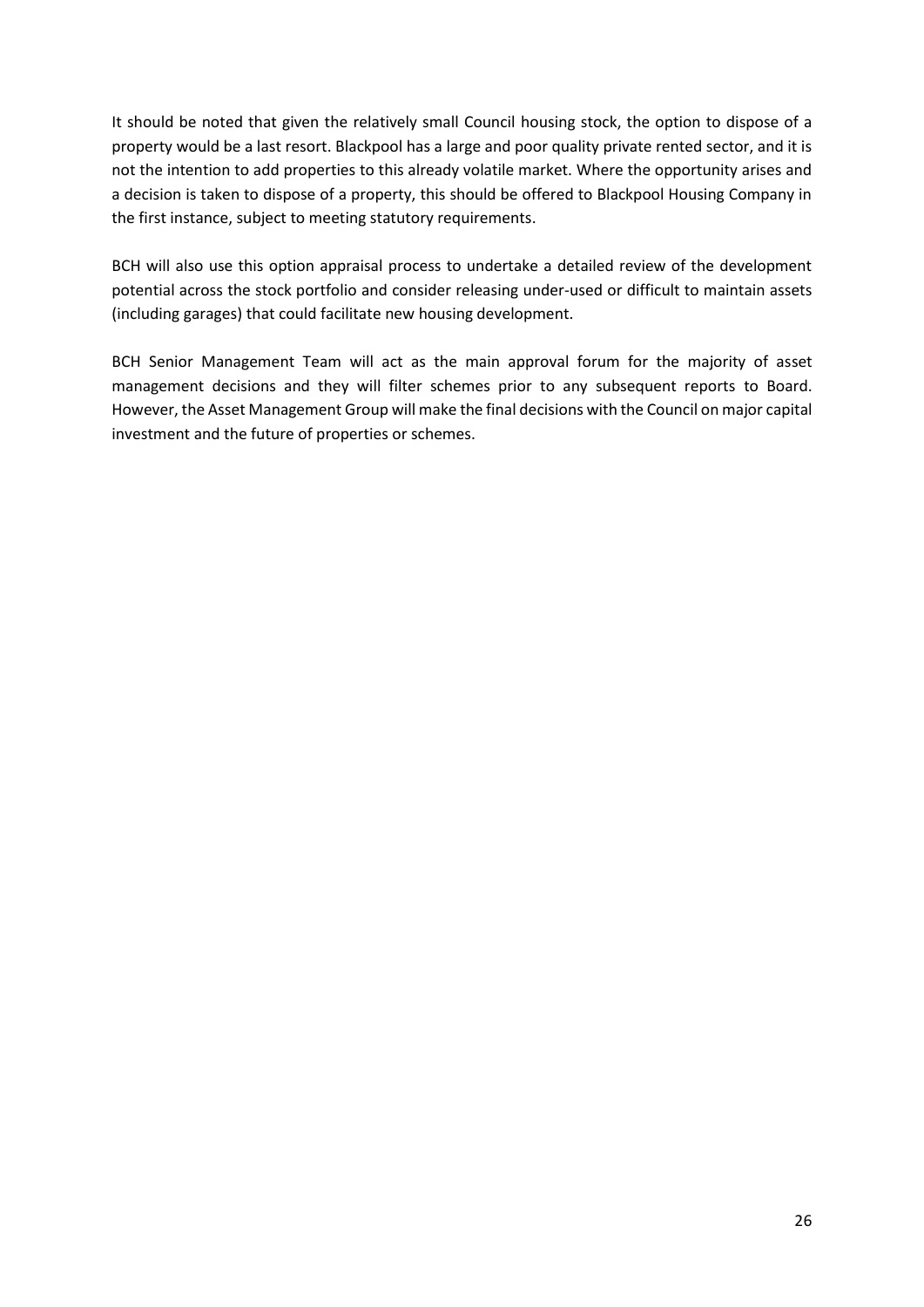It should be noted that given the relatively small Council housing stock, the option to dispose of a property would be a last resort. Blackpool has a large and poor quality private rented sector, and it is not the intention to add properties to this already volatile market. Where the opportunity arises and a decision is taken to dispose of a property, this should be offered to Blackpool Housing Company in the first instance, subject to meeting statutory requirements.

BCH will also use this option appraisal process to undertake a detailed review of the development potential across the stock portfolio and consider releasing under-used or difficult to maintain assets (including garages) that could facilitate new housing development.

BCH Senior Management Team will act as the main approval forum for the majority of asset management decisions and they will filter schemes prior to any subsequent reports to Board. However, the Asset Management Group will make the final decisions with the Council on major capital investment and the future of properties or schemes.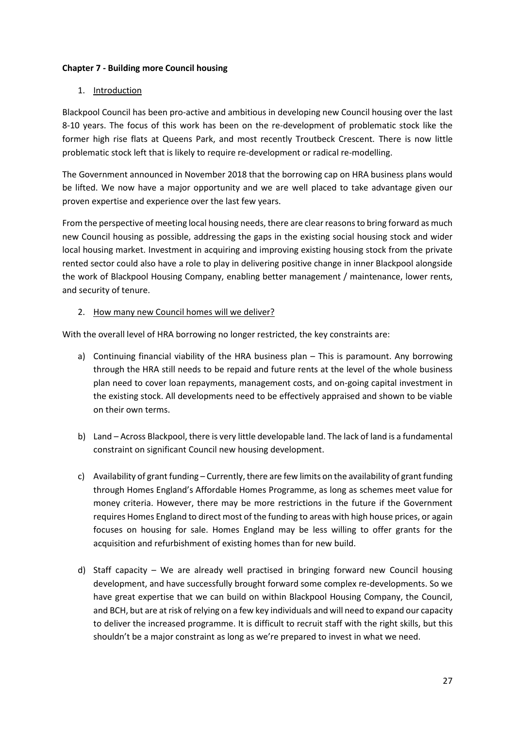**Chapter 7 - Building more Council housing**

1. Introduction

Blackpool Council has been pro-active and ambitious in developing new Council housing over the last 8-10 years. The focus of this work has been on the re-development of problematic stock like the former high rise flats at Queens Park, and most recently Troutbeck Crescent. There is now little problematic stock left that is likely to require re-development or radical re-modelling.

The Government announced in November 2018 that the borrowing cap on HRA business plans would be lifted. We now have a major opportunity and we are well placed to take advantage given our proven expertise and experience over the last few years.

From the perspective of meeting local housing needs, there are clear reasons to bring forward as much new Council housing as possible, addressing the gaps in the existing social housing stock and wider local housing market. Investment in acquiring and improving existing housing stock from the private rented sector could also have a role to play in delivering positive change in inner Blackpool alongside the work of Blackpool Housing Company, enabling better management / maintenance, lower rents, and security of tenure.

2. How many new Council homes will we deliver?

With the overall level of HRA borrowing no longer restricted, the key constraints are:

a) Continuing financial viability of the HRA business plan – This is paramount. Any borrowing through the HRA still needs to be repaid and future rents at the level of the whole business plan need to cover loan repayments, management costs, and on-going capital investment in the existing stock. All developments need to be effectively appraised and shown to be viable on their own terms.

b) Land – Across Blackpool, there is very little developable land. The lack of land is a fundamental constraint on significant Council new housing development.

c) Availability of grant funding – Currently, there are few limits on the availability of grant funding through Homes England's Affordable Homes Programme, as long as schemes meet value for money criteria. However, there may be more restrictions in the future if the Government requires Homes England to direct most of the funding to areas with high house prices, or again focuses on housing for sale. Homes England may be less willing to offer grants for the acquisition and refurbishment of existing homes than for new build.

d) Staff capacity – We are already well practised in bringing forward new Council housing development, and have successfully brought forward some complex re-developments. So we have great expertise that we can build on within Blackpool Housing Company, the Council, and BCH, but are at risk of relying on a few key individuals and will need to expand our capacity to deliver the increased programme. It is difficult to recruit staff with the right skills, but this shouldn't be a major constraint as long as we're prepared to invest in what we need.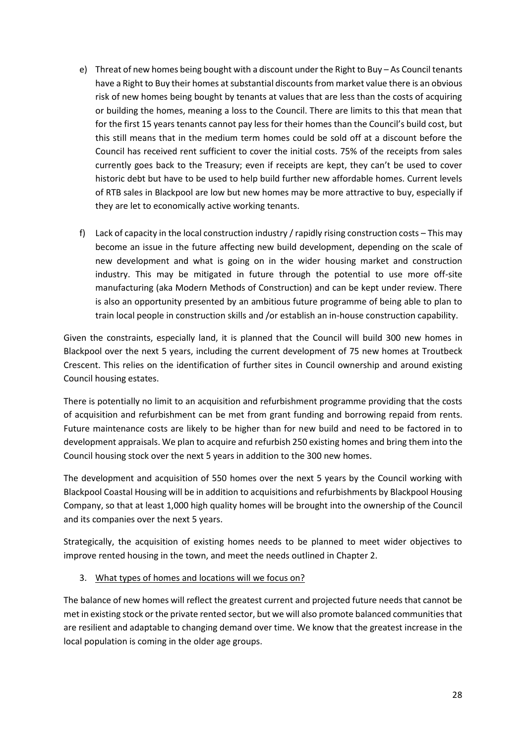e) Threat of new homes being bought with a discount under the Right to Buy – As Council tenants have a Right to Buy their homes at substantial discounts from market value there is an obvious risk of new homes being bought by tenants at values that are less than the costs of acquiring or building the homes, meaning a loss to the Council. There are limits to this that mean that for the first 15 years tenants cannot pay less for their homes than the Council's build cost, but this still means that in the medium term homes could be sold off at a discount before the Council has received rent sufficient to cover the initial costs. 75% of the receipts from sales currently goes back to the Treasury; even if receipts are kept, they can't be used to cover historic debt but have to be used to help build further new affordable homes. Current levels of RTB sales in Blackpool are low but new homes may be more attractive to buy, especially if they are let to economically active working tenants.

f) Lack of capacity in the local construction industry / rapidly rising construction costs – This may become an issue in the future affecting new build development, depending on the scale of new development and what is going on in the wider housing market and construction industry. This may be mitigated in future through the potential to use more off-site manufacturing (aka Modern Methods of Construction) and can be kept under review. There is also an opportunity presented by an ambitious future programme of being able to plan to train local people in construction skills and /or establish an in-house construction capability.

Given the constraints, especially land, it is planned that the Council will build 300 new homes in Blackpool over the next 5 years, including the current development of 75 new homes at Troutbeck Crescent. This relies on the identification of further sites in Council ownership and around existing Council housing estates.

There is potentially no limit to an acquisition and refurbishment programme providing that the costs of acquisition and refurbishment can be met from grant funding and borrowing repaid from rents. Future maintenance costs are likely to be higher than for new build and need to be factored in to development appraisals. We plan to acquire and refurbish 250 existing homes and bring them into the Council housing stock over the next 5 years in addition to the 300 new homes.

The development and acquisition of 550 homes over the next 5 years by the Council working with Blackpool Coastal Housing will be in addition to acquisitions and refurbishments by Blackpool Housing Company, so that at least 1,000 high quality homes will be brought into the ownership of the Council and its companies over the next 5 years.

Strategically, the acquisition of existing homes needs to be planned to meet wider objectives to improve rented housing in the town, and meet the needs outlined in Chapter 2.

3. What types of homes and locations will we focus on?

The balance of new homes will reflect the greatest current and projected future needs that cannot be met in existing stock or the private rented sector, but we will also promote balanced communities that are resilient and adaptable to changing demand over time. We know that the greatest increase in the local population is coming in the older age groups.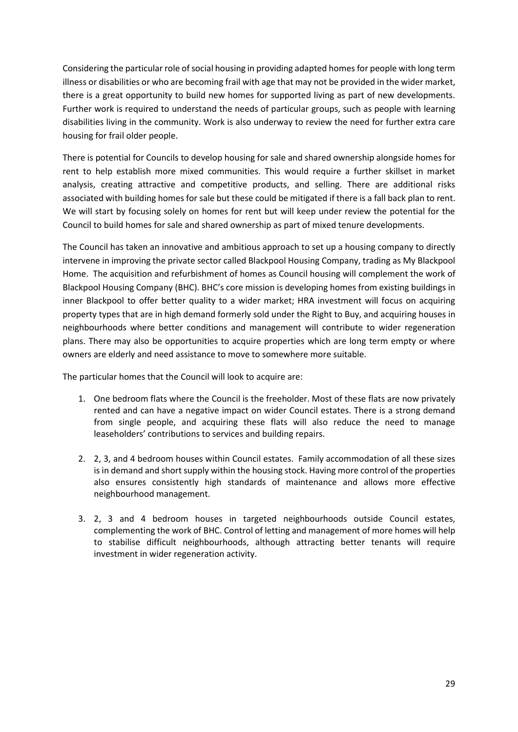Considering the particular role of social housing in providing adapted homes for people with long term illness or disabilities or who are becoming frail with age that may not be provided in the wider market, there is a great opportunity to build new homes for supported living as part of new developments. Further work is required to understand the needs of particular groups, such as people with learning disabilities living in the community. Work is also underway to review the need for further extra care housing for frail older people.

There is potential for Councils to develop housing for sale and shared ownership alongside homes for rent to help establish more mixed communities. This would require a further skillset in market analysis, creating attractive and competitive products, and selling. There are additional risks associated with building homes for sale but these could be mitigated if there is a fall back plan to rent. We will start by focusing solely on homes for rent but will keep under review the potential for the Council to build homes for sale and shared ownership as part of mixed tenure developments.

The Council has taken an innovative and ambitious approach to set up a housing company to directly intervene in improving the private sector called Blackpool Housing Company, trading as My Blackpool Home. The acquisition and refurbishment of homes as Council housing will complement the work of Blackpool Housing Company (BHC). BHC's core mission is developing homes from existing buildings in inner Blackpool to offer better quality to a wider market; HRA investment will focus on acquiring property types that are in high demand formerly sold under the Right to Buy, and acquiring houses in neighbourhoods where better conditions and management will contribute to wider regeneration plans. There may also be opportunities to acquire properties which are long term empty or where owners are elderly and need assistance to move to somewhere more suitable.

The particular homes that the Council will look to acquire are:

1. One bedroom flats where the Council is the freeholder. Most of these flats are now privately rented and can have a negative impact on wider Council estates. There is a strong demand from single people, and acquiring these flats will also reduce the need to manage leaseholders' contributions to services and building repairs.

2. 2, 3, and 4 bedroom houses within Council estates. Family accommodation of all these sizes is in demand and short supply within the housing stock. Having more control of the properties also ensures consistently high standards of maintenance and allows more effective neighbourhood management.

3. 2, 3 and 4 bedroom houses in targeted neighbourhoods outside Council estates, complementing the work of BHC. Control of letting and management of more homes will help to stabilise difficult neighbourhoods, although attracting better tenants will require investment in wider regeneration activity.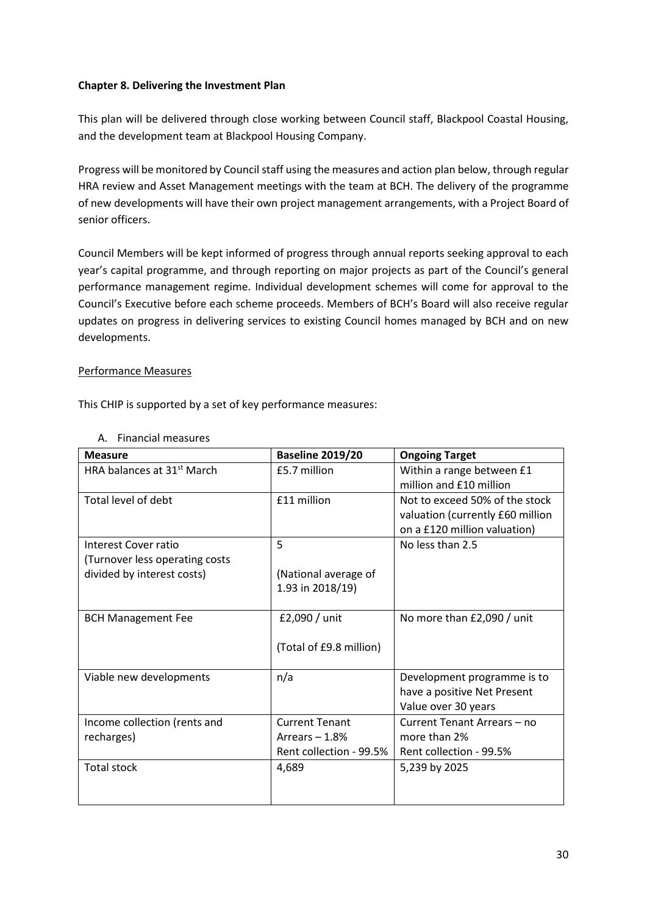**Chapter 8. Delivering the Investment Plan**

This plan will be delivered through close working between Council staff, Blackpool Coastal Housing, and the development team at Blackpool Housing Company.

Progress will be monitored by Council staff using the measures and action plan below, through regular HRA review and Asset Management meetings with the team at BCH. The delivery of the programme of new developments will have their own project management arrangements, with a Project Board of senior officers.

Council Members will be kept informed of progress through annual reports seeking approval to each year's capital programme, and through reporting on major projects as part of the Council's general performance management regime. Individual development schemes will come for approval to the Council's Executive before each scheme proceeds. Members of BCH's Board will also receive regular updates on progress in delivering services to existing Council homes managed by BCH and on new developments.

<u>Performance Measures</u>

This CHIP is supported by a set of key performance measures:

A. Financial measures

| Measure | Baseline 2019/20 | Ongoing Target |
|---|---|---|
| HRA balances at 31st March | £5.7 million | Within a range between £1 million and £10 million |
| Total level of debt | £11 million | Not to exceed 50% of the stock valuation (currently £60 million on a £120 million valuation) |
| Interest Cover ratio (Turnover less operating costs divided by interest costs) | 5<br><br>(National average of 1.93 in 2018/19) | No less than 2.5 |
| BCH Management Fee | £2,090 / unit<br><br>(Total of £9.8 million) | No more than £2,090 / unit |
| Viable new developments | n/a | Development programme is to have a positive Net Present Value over 30 years |
| Income collection (rents and recharges) | Current Tenant Arrears – 1.8%<br>Rent collection - 99.5% | Current Tenant Arrears – no more than 2%<br>Rent collection - 99.5% |
| Total stock | 4,689 | 5,239 by 2025 |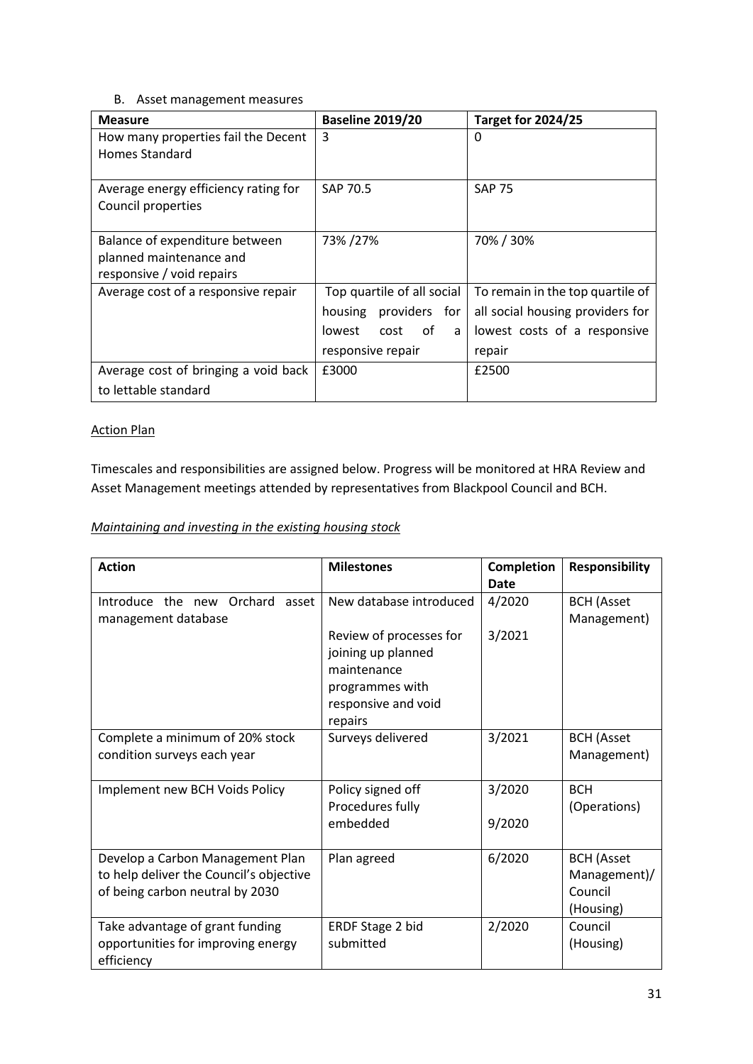B. Asset management measures

| Measure | Baseline 2019/20 | Target for 2024/25 |
|---|---|---|
| How many properties fail the Decent Homes Standard | 3 | 0 |
| Average energy efficiency rating for Council properties | SAP 70.5 | SAP 75 |
| Balance of expenditure between planned maintenance and responsive / void repairs | 73% /27% | 70% / 30% |
| Average cost of a responsive repair | Top quartile of all social housing providers for lowest cost of a responsive repair | To remain in the top quartile of all social housing providers for lowest costs of a responsive repair |
| Average cost of bringing a void back to lettable standard | £3000 | £2500 |

<u>Action Plan</u>

Timescales and responsibilities are assigned below. Progress will be monitored at HRA Review and Asset Management meetings attended by representatives from Blackpool Council and BCH.

*<u>Maintaining and investing in the existing housing stock</u>*

| Action | Milestones | Completion Date | Responsibility |
|---|---|---|---|
| Introduce the new Orchard asset management database | New database introduced<br><br>Review of processes for joining up planned maintenance programmes with responsive and void repairs | 4/2020<br><br>3/2021 | BCH (Asset Management) |
| Complete a minimum of 20% stock condition surveys each year | Surveys delivered | 3/2021 | BCH (Asset Management) |
| Implement new BCH Voids Policy | Policy signed off<br>Procedures fully embedded | 3/2020<br><br>9/2020 | BCH (Operations) |
| Develop a Carbon Management Plan to help deliver the Council's objective of being carbon neutral by 2030 | Plan agreed | 6/2020 | BCH (Asset Management)/ Council (Housing) |
| Take advantage of grant funding opportunities for improving energy efficiency | ERDF Stage 2 bid submitted | 2/2020 | Council (Housing) |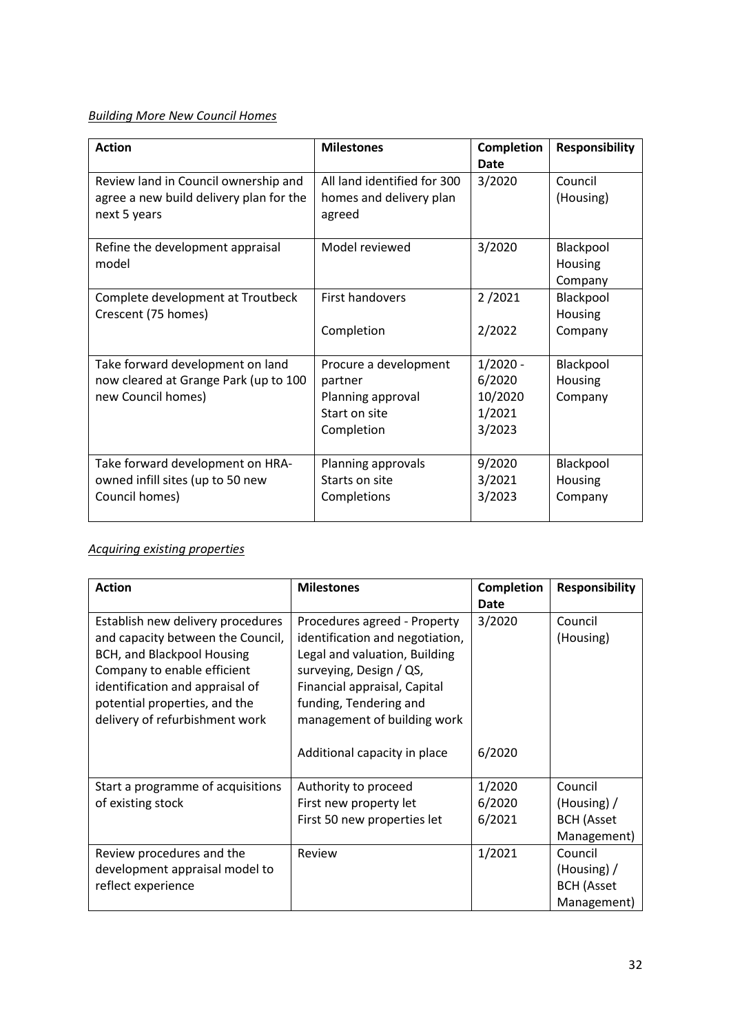*Building More New Council Homes*

| Action | Milestones | Completion Date | Responsibility |
|---|---|---|---|
| Review land in Council ownership and agree a new build delivery plan for the next 5 years | All land identified for 300 homes and delivery plan agreed | 3/2020 | Council (Housing) |
| Refine the development appraisal model | Model reviewed | 3/2020 | Blackpool Housing Company |
| Complete development at Troutbeck Crescent (75 homes) | First handovers<br><br>Completion | 2 /2021<br><br>2/2022 | Blackpool Housing Company |
| Take forward development on land now cleared at Grange Park (up to 100 new Council homes) | Procure a development partner<br>Planning approval<br>Start on site<br>Completion | 1/2020 - 6/2020<br>10/2020<br>1/2021<br>3/2023 | Blackpool Housing Company |
| Take forward development on HRA-owned infill sites (up to 50 new Council homes) | Planning approvals<br>Starts on site<br>Completions | 9/2020<br>3/2021<br>3/2023 | Blackpool Housing Company |

*Acquiring existing properties*

| Action | Milestones | Completion Date | Responsibility |
|---|---|---|---|
| Establish new delivery procedures and capacity between the Council, BCH, and Blackpool Housing Company to enable efficient identification and appraisal of potential properties, and the delivery of refurbishment work | Procedures agreed - Property identification and negotiation, Legal and valuation, Building surveying, Design / QS, Financial appraisal, Capital funding, Tendering and management of building work<br><br>Additional capacity in place | 3/2020<br><br>6/2020 | Council (Housing) |
| Start a programme of acquisitions of existing stock | Authority to proceed<br>First new property let<br>First 50 new properties let | 1/2020<br>6/2020<br>6/2021 | Council (Housing) / BCH (Asset Management) |
| Review procedures and the development appraisal model to reflect experience | Review | 1/2021 | Council (Housing) / BCH (Asset Management) |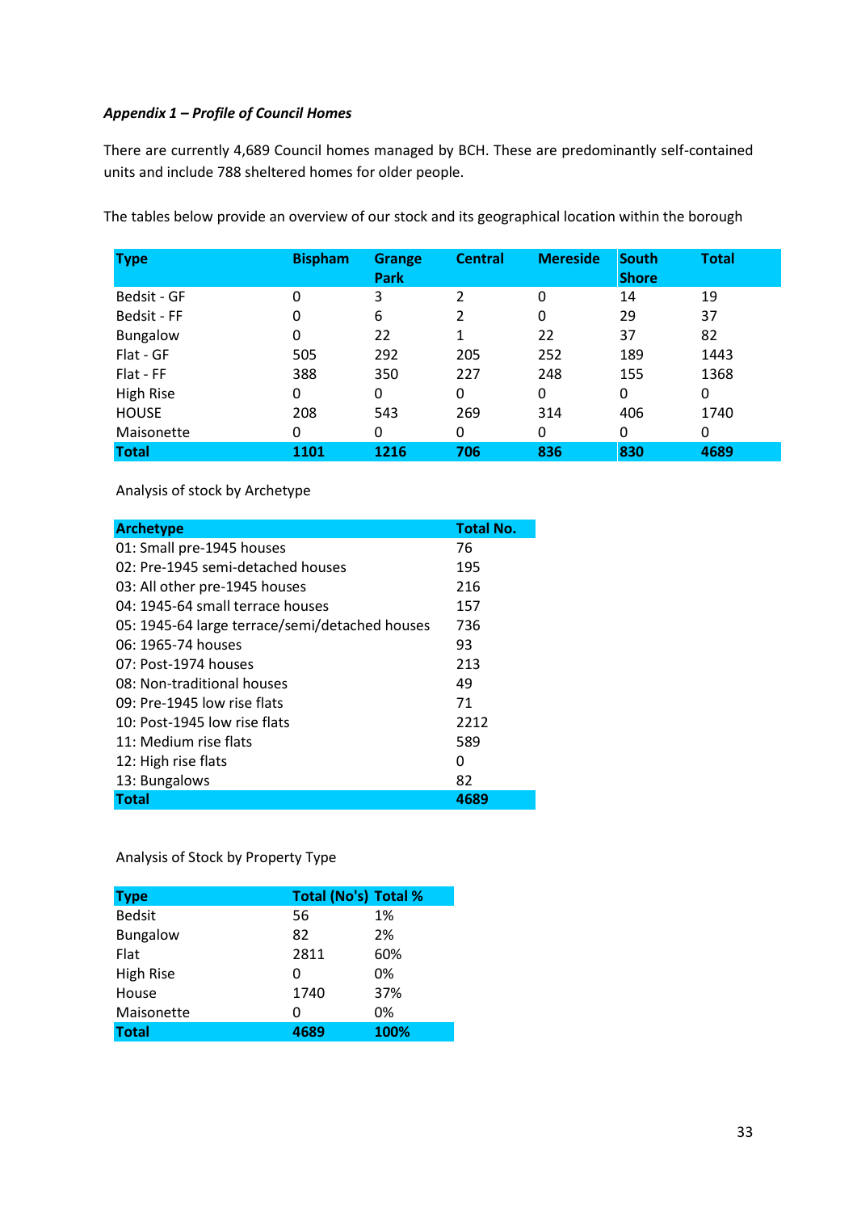***Appendix 1 – Profile of Council Homes***

There are currently 4,689 Council homes managed by BCH. These are predominantly self-contained units and include 788 sheltered homes for older people.

The tables below provide an overview of our stock and its geographical location within the borough

| Type | Bispham | Grange Park | Central | Mereside | South Shore | Total |
|---|---|---|---|---|---|---|
| Bedsit - GF | 0 | 3 | 2 | 0 | 14 | 19 |
| Bedsit - FF | 0 | 6 | 2 | 0 | 29 | 37 |
| Bungalow | 0 | 22 | 1 | 22 | 37 | 82 |
| Flat - GF | 505 | 292 | 205 | 252 | 189 | 1443 |
| Flat - FF | 388 | 350 | 227 | 248 | 155 | 1368 |
| High Rise | 0 | 0 | 0 | 0 | 0 | 0 |
| HOUSE | 208 | 543 | 269 | 314 | 406 | 1740 |
| Maisonette | 0 | 0 | 0 | 0 | 0 | 0 |
| **Total** | **1101** | **1216** | **706** | **836** | **830** | **4689** |

Analysis of stock by Archetype

| Archetype | Total No. |
|---|---|
| 01: Small pre-1945 houses | 76 |
| 02: Pre-1945 semi-detached houses | 195 |
| 03: All other pre-1945 houses | 216 |
| 04: 1945-64 small terrace houses | 157 |
| 05: 1945-64 large terrace/semi/detached houses | 736 |
| 06: 1965-74 houses | 93 |
| 07: Post-1974 houses | 213 |
| 08: Non-traditional houses | 49 |
| 09: Pre-1945 low rise flats | 71 |
| 10: Post-1945 low rise flats | 2212 |
| 11: Medium rise flats | 589 |
| 12: High rise flats | 0 |
| 13: Bungalows | 82 |
| **Total** | **4689** |

Analysis of Stock by Property Type

| Type | Total (No's) | Total % |
|---|---|---|
| Bedsit | 56 | 1% |
| Bungalow | 82 | 2% |
| Flat | 2811 | 60% |
| High Rise | 0 | 0% |
| House | 1740 | 37% |
| Maisonette | 0 | 0% |
| **Total** | **4689** | **100%** |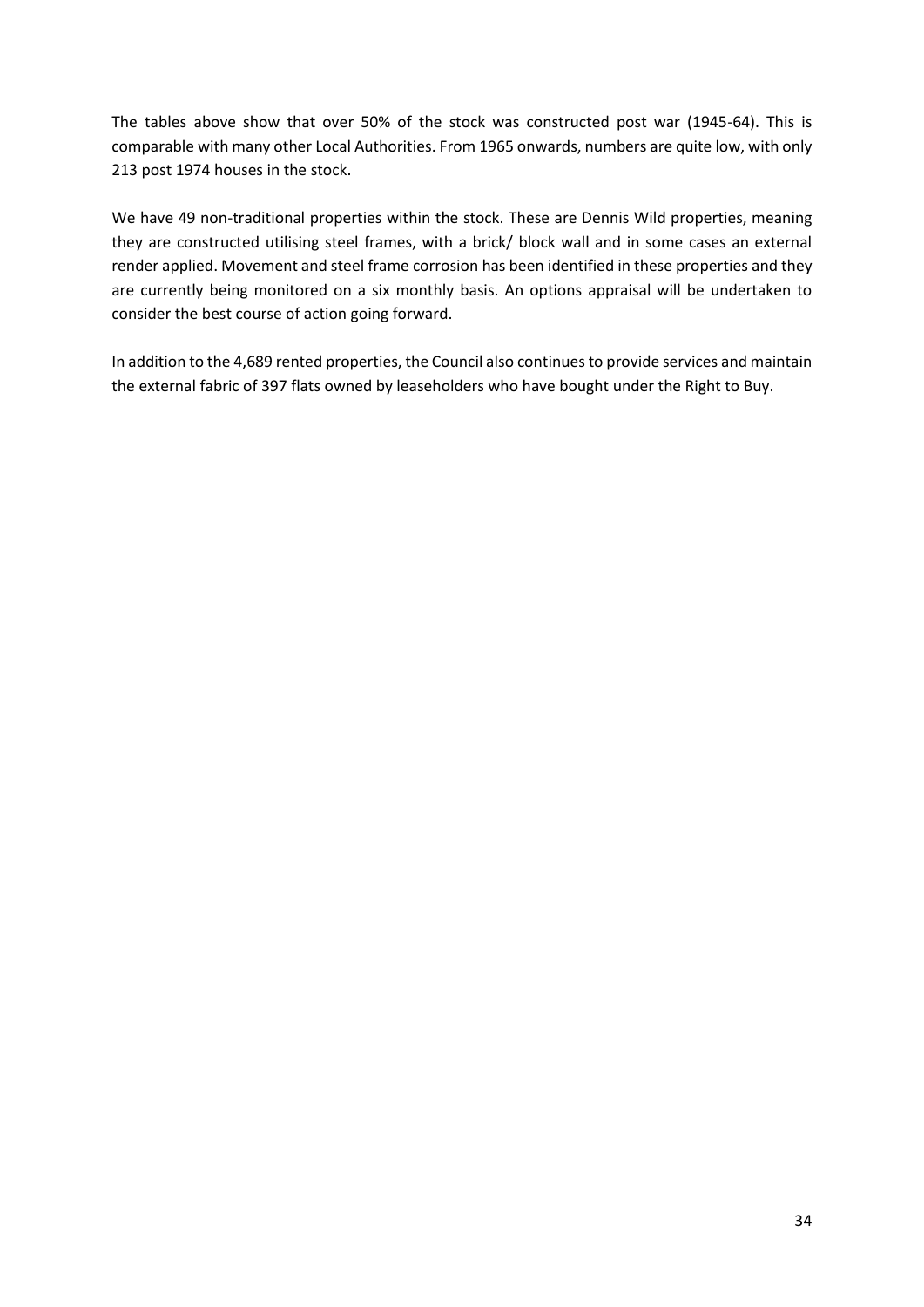The tables above show that over 50% of the stock was constructed post war (1945-64). This is comparable with many other Local Authorities. From 1965 onwards, numbers are quite low, with only 213 post 1974 houses in the stock.

We have 49 non-traditional properties within the stock. These are Dennis Wild properties, meaning they are constructed utilising steel frames, with a brick/ block wall and in some cases an external render applied. Movement and steel frame corrosion has been identified in these properties and they are currently being monitored on a six monthly basis. An options appraisal will be undertaken to consider the best course of action going forward.

In addition to the 4,689 rented properties, the Council also continues to provide services and maintain the external fabric of 397 flats owned by leaseholders who have bought under the Right to Buy.